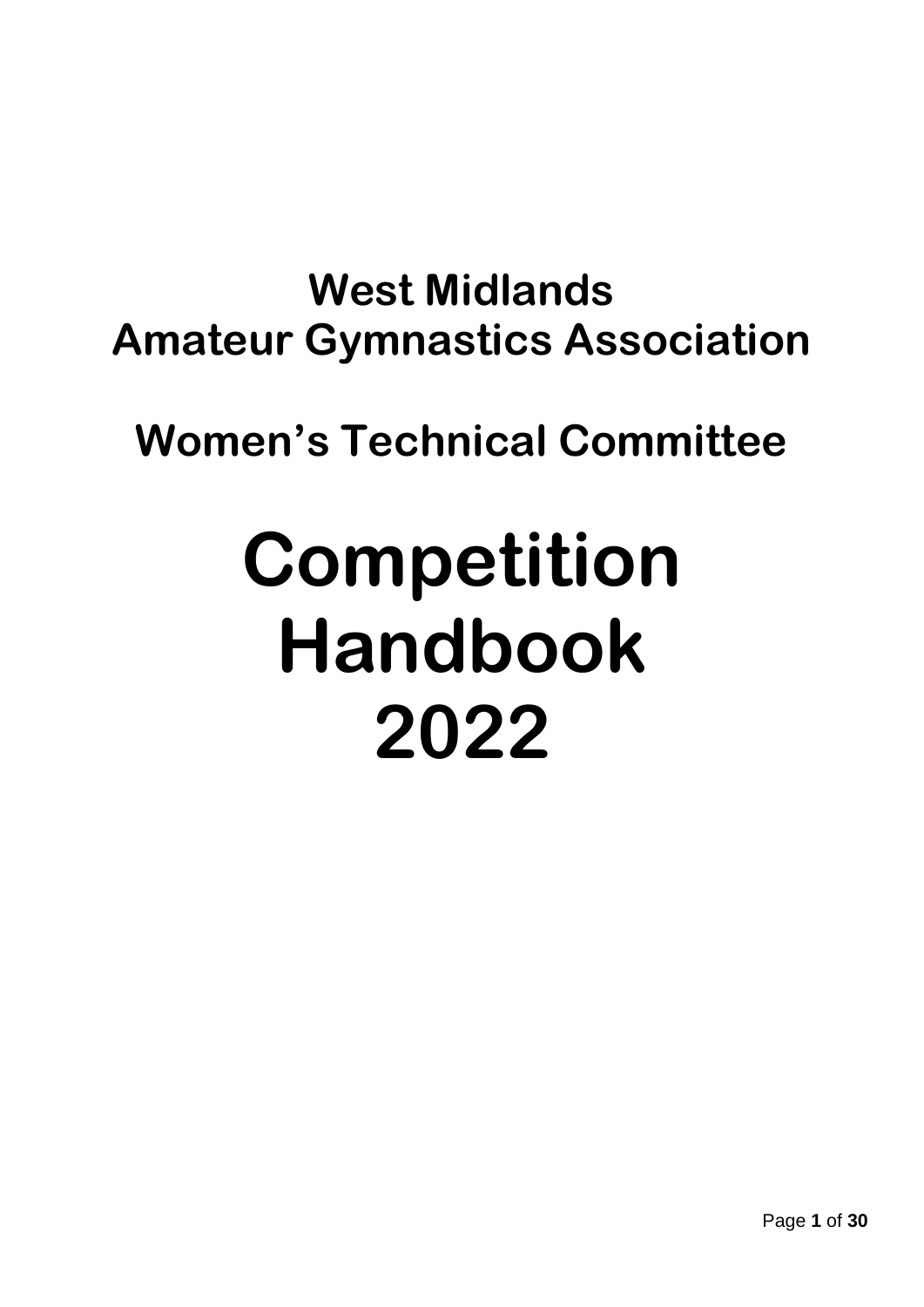# West Midlands Amateur Gymnastics Association

## Women's Technical Committee

# Competition Handbook 2022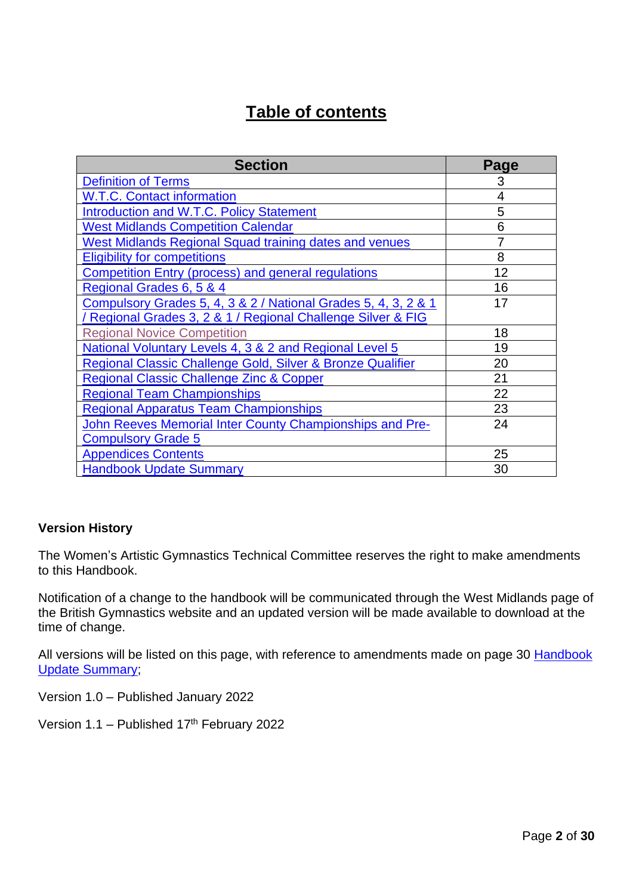# Table of contents

| Section | Page |
|---|---|
| Definition of Terms | 3 |
| W.T.C. Contact information | 4 |
| Introduction and W.T.C. Policy Statement | 5 |
| West Midlands Competition Calendar | 6 |
| West Midlands Regional Squad training dates and venues | 7 |
| Eligibility for competitions | 8 |
| Competition Entry (process) and general regulations | 12 |
| Regional Grades 6, 5 & 4 | 16 |
| Compulsory Grades 5, 4, 3 & 2 / National Grades 5, 4, 3, 2 & 1 / Regional Grades 3, 2 & 1 / Regional Challenge Silver & FIG | 17 |
| Regional Novice Competition | 18 |
| National Voluntary Levels 4, 3 & 2 and Regional Level 5 | 19 |
| Regional Classic Challenge Gold, Silver & Bronze Qualifier | 20 |
| Regional Classic Challenge Zinc & Copper | 21 |
| Regional Team Championships | 22 |
| Regional Apparatus Team Championships | 23 |
| John Reeves Memorial Inter County Championships and Pre-Compulsory Grade 5 | 24 |
| Appendices Contents | 25 |
| Handbook Update Summary | 30 |

**Version History**

The Women's Artistic Gymnastics Technical Committee reserves the right to make amendments to this Handbook.

Notification of a change to the handbook will be communicated through the West Midlands page of the British Gymnastics website and an updated version will be made available to download at the time of change.

All versions will be listed on this page, with reference to amendments made on page 30 Handbook Update Summary;

Version 1.0 – Published January 2022

Version 1.1 – Published 17th February 2022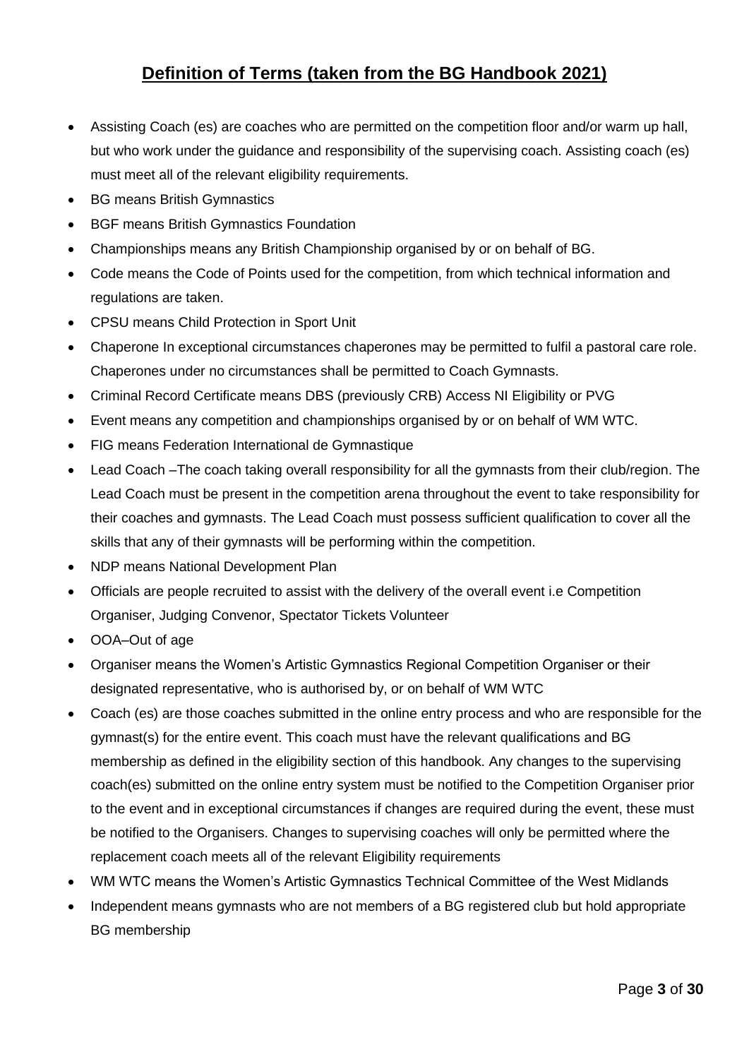## Definition of Terms (taken from the BG Handbook 2021)

- Assisting Coach (es) are coaches who are permitted on the competition floor and/or warm up hall, but who work under the guidance and responsibility of the supervising coach. Assisting coach (es) must meet all of the relevant eligibility requirements.
- BG means British Gymnastics
- BGF means British Gymnastics Foundation
- Championships means any British Championship organised by or on behalf of BG.
- Code means the Code of Points used for the competition, from which technical information and regulations are taken.
- CPSU means Child Protection in Sport Unit
- Chaperone In exceptional circumstances chaperones may be permitted to fulfil a pastoral care role. Chaperones under no circumstances shall be permitted to Coach Gymnasts.
- Criminal Record Certificate means DBS (previously CRB) Access NI Eligibility or PVG
- Event means any competition and championships organised by or on behalf of WM WTC.
- FIG means Federation International de Gymnastique
- Lead Coach –The coach taking overall responsibility for all the gymnasts from their club/region. The Lead Coach must be present in the competition arena throughout the event to take responsibility for their coaches and gymnasts. The Lead Coach must possess sufficient qualification to cover all the skills that any of their gymnasts will be performing within the competition.
- NDP means National Development Plan
- Officials are people recruited to assist with the delivery of the overall event i.e Competition Organiser, Judging Convenor, Spectator Tickets Volunteer
- OOA–Out of age
- Organiser means the Women's Artistic Gymnastics Regional Competition Organiser or their designated representative, who is authorised by, or on behalf of WM WTC
- Coach (es) are those coaches submitted in the online entry process and who are responsible for the gymnast(s) for the entire event. This coach must have the relevant qualifications and BG membership as defined in the eligibility section of this handbook. Any changes to the supervising coach(es) submitted on the online entry system must be notified to the Competition Organiser prior to the event and in exceptional circumstances if changes are required during the event, these must be notified to the Organisers. Changes to supervising coaches will only be permitted where the replacement coach meets all of the relevant Eligibility requirements
- WM WTC means the Women's Artistic Gymnastics Technical Committee of the West Midlands
- Independent means gymnasts who are not members of a BG registered club but hold appropriate BG membership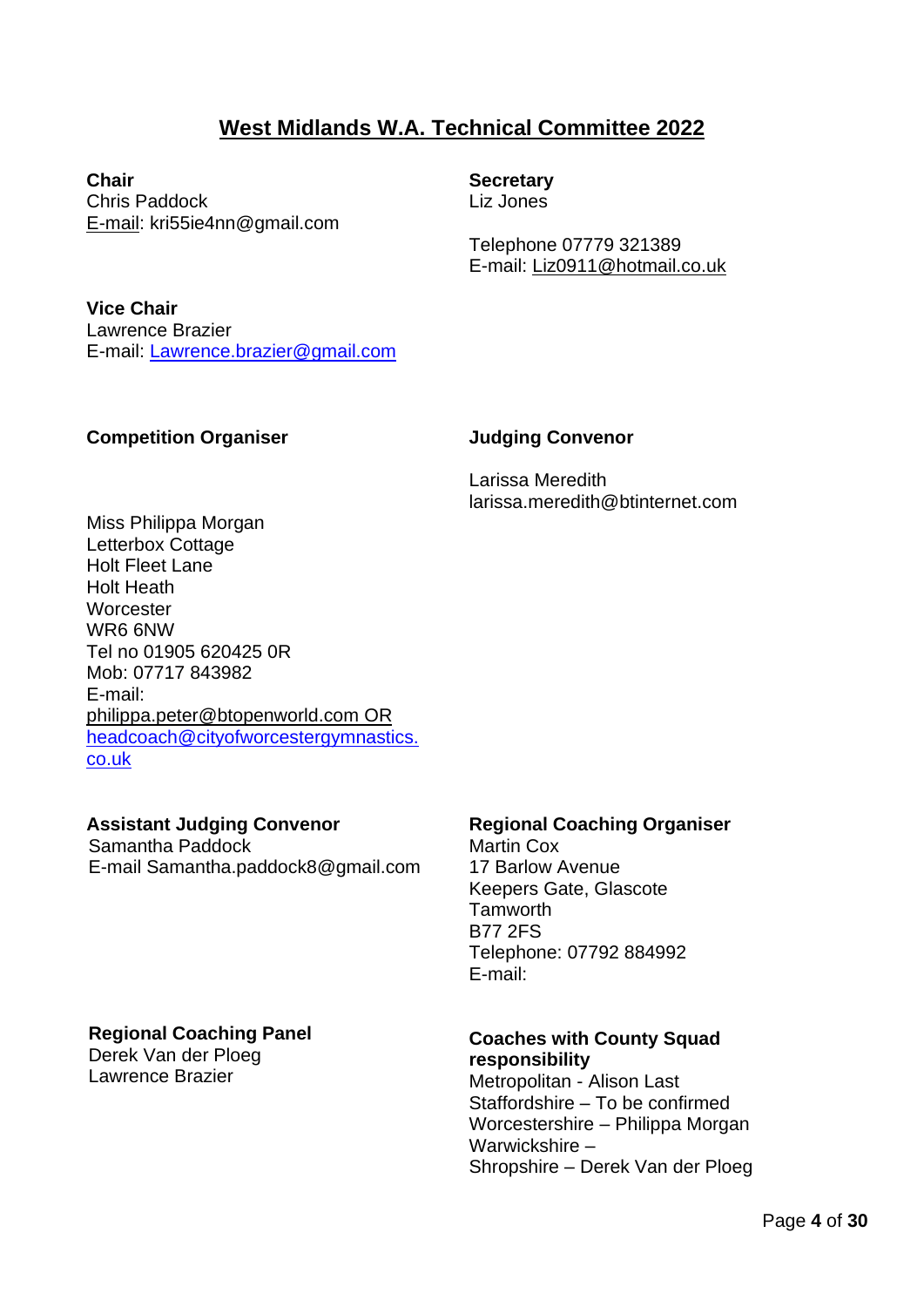## West Midlands W.A. Technical Committee 2022

**Chair**
Chris Paddock
E-mail: kri55ie4nn@gmail.com

**Secretary**
Liz Jones

Telephone 07779 321389
E-mail: Liz0911@hotmail.co.uk

**Vice Chair**
Lawrence Brazier
E-mail: Lawrence.brazier@gmail.com

**Competition Organiser**

Miss Philippa Morgan
Letterbox Cottage
Holt Fleet Lane
Holt Heath
Worcester
WR6 6NW
Tel no 01905 620425 0R
Mob: 07717 843982
E-mail:
philippa.peter@btopenworld.com OR
headcoach@cityofworcestergymnastics.co.uk

**Judging Convenor**

Larissa Meredith
larissa.meredith@btinternet.com

**Assistant Judging Convenor**
Samantha Paddock
E-mail Samantha.paddock8@gmail.com

**Regional Coaching Organiser**
Martin Cox
17 Barlow Avenue
Keepers Gate, Glascote
Tamworth
B77 2FS
Telephone: 07792 884992
E-mail:

**Regional Coaching Panel**
Derek Van der Ploeg
Lawrence Brazier

**Coaches with County Squad responsibility**
Metropolitan - Alison Last
Staffordshire – To be confirmed
Worcestershire – Philippa Morgan
Warwickshire –
Shropshire – Derek Van der Ploeg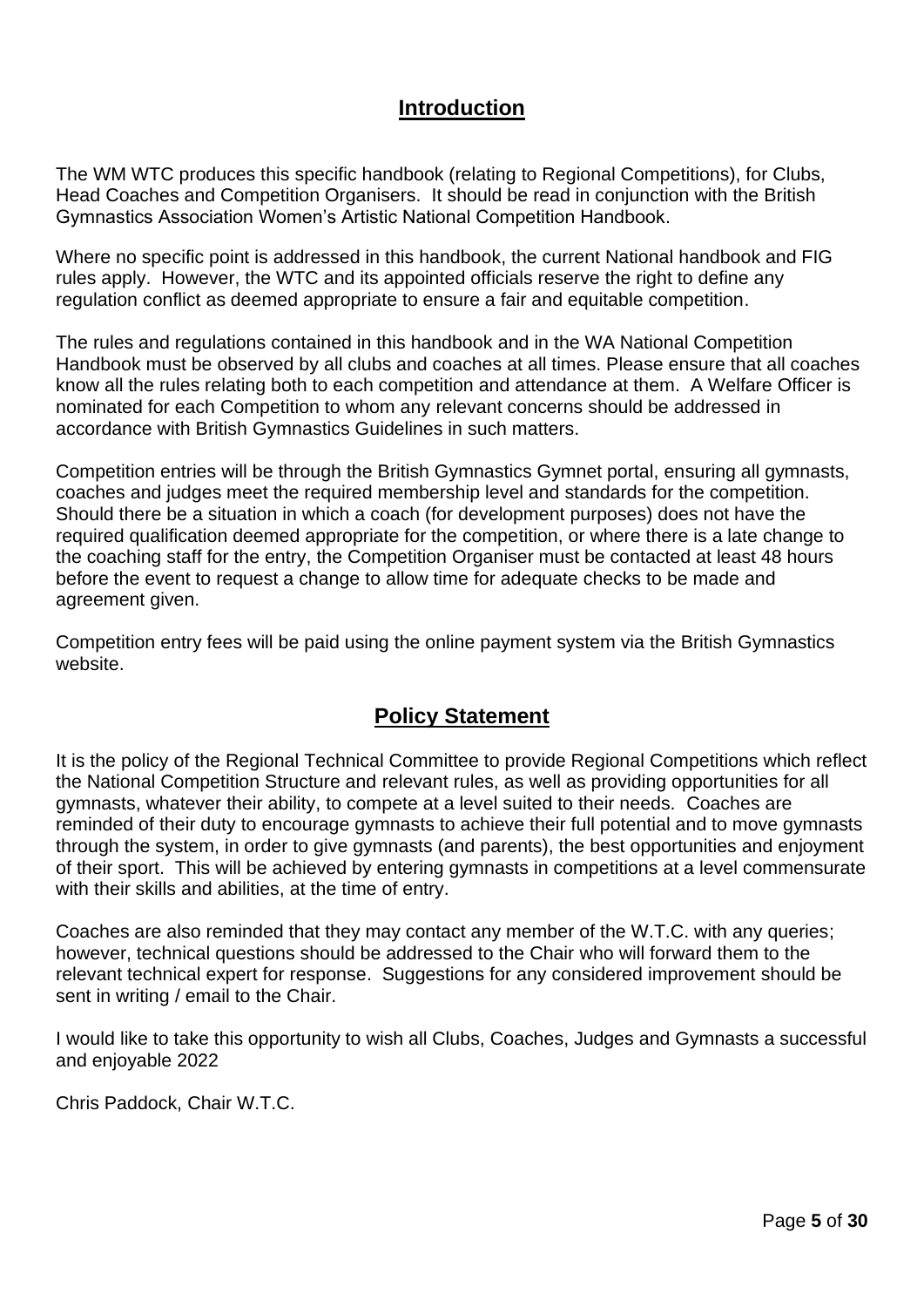## Introduction

The WM WTC produces this specific handbook (relating to Regional Competitions), for Clubs, Head Coaches and Competition Organisers. It should be read in conjunction with the British Gymnastics Association Women's Artistic National Competition Handbook.

Where no specific point is addressed in this handbook, the current National handbook and FIG rules apply. However, the WTC and its appointed officials reserve the right to define any regulation conflict as deemed appropriate to ensure a fair and equitable competition.

The rules and regulations contained in this handbook and in the WA National Competition Handbook must be observed by all clubs and coaches at all times. Please ensure that all coaches know all the rules relating both to each competition and attendance at them. A Welfare Officer is nominated for each Competition to whom any relevant concerns should be addressed in accordance with British Gymnastics Guidelines in such matters.

Competition entries will be through the British Gymnastics Gymnet portal, ensuring all gymnasts, coaches and judges meet the required membership level and standards for the competition. Should there be a situation in which a coach (for development purposes) does not have the required qualification deemed appropriate for the competition, or where there is a late change to the coaching staff for the entry, the Competition Organiser must be contacted at least 48 hours before the event to request a change to allow time for adequate checks to be made and agreement given.

Competition entry fees will be paid using the online payment system via the British Gymnastics website.

## Policy Statement

It is the policy of the Regional Technical Committee to provide Regional Competitions which reflect the National Competition Structure and relevant rules, as well as providing opportunities for all gymnasts, whatever their ability, to compete at a level suited to their needs. Coaches are reminded of their duty to encourage gymnasts to achieve their full potential and to move gymnasts through the system, in order to give gymnasts (and parents), the best opportunities and enjoyment of their sport. This will be achieved by entering gymnasts in competitions at a level commensurate with their skills and abilities, at the time of entry.

Coaches are also reminded that they may contact any member of the W.T.C. with any queries; however, technical questions should be addressed to the Chair who will forward them to the relevant technical expert for response. Suggestions for any considered improvement should be sent in writing / email to the Chair.

I would like to take this opportunity to wish all Clubs, Coaches, Judges and Gymnasts a successful and enjoyable 2022

Chris Paddock, Chair W.T.C.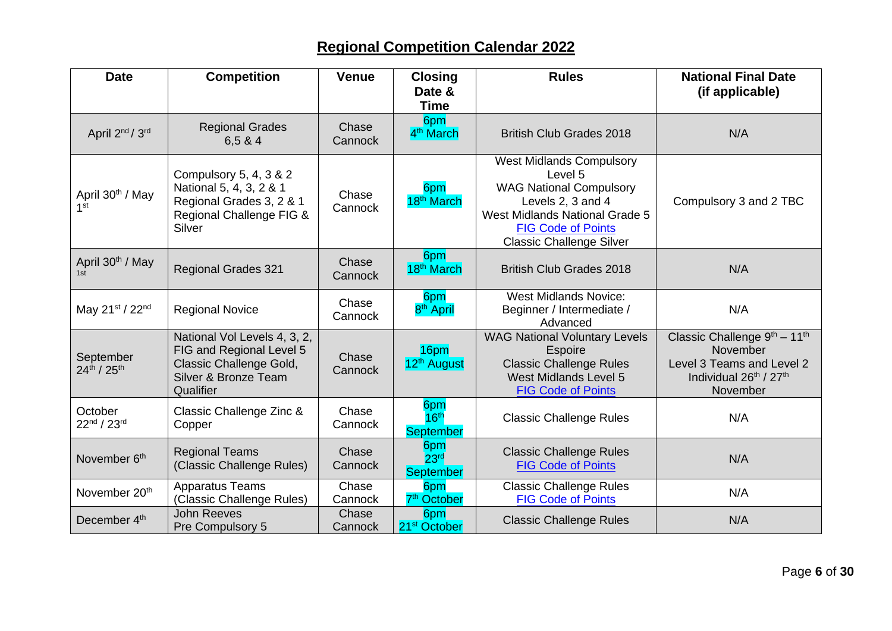# Regional Competition Calendar 2022

| Date | Competition | Venue | Closing Date & Time | Rules | National Final Date (if applicable) |
|---|---|---|---|---|---|
| April 2nd / 3rd | Regional Grades 6,5 & 4 | Chase Cannock | 6pm 4th March | British Club Grades 2018 | N/A |
| April 30th / May 1st | Compulsory 5, 4, 3 & 2<br>National 5, 4, 3, 2 & 1<br>Regional Grades 3, 2 & 1<br>Regional Challenge FIG & Silver | Chase Cannock | 6pm 18th March | West Midlands Compulsory Level 5<br>WAG National Compulsory Levels 2, 3 and 4<br>West Midlands National Grade 5<br>FIG Code of Points<br>Classic Challenge Silver | Compulsory 3 and 2 TBC |
| April 30th / May 1st | Regional Grades 321 | Chase Cannock | 6pm 18th March | British Club Grades 2018 | N/A |
| May 21st / 22nd | Regional Novice | Chase Cannock | 6pm 8th April | West Midlands Novice: Beginner / Intermediate / Advanced | N/A |
| September 24th / 25th | National Vol Levels 4, 3, 2, FIG and Regional Level 5<br>Classic Challenge Gold, Silver & Bronze Team Qualifier | Chase Cannock | 16pm 12th August | WAG National Voluntary Levels<br>Espoire<br>Classic Challenge Rules<br>West Midlands Level 5<br>FIG Code of Points | Classic Challenge 9th – 11th November<br>Level 3 Teams and Level 2 Individual 26th / 27th November |
| October 22nd / 23rd | Classic Challenge Zinc & Copper | Chase Cannock | 6pm 16th September | Classic Challenge Rules | N/A |
| November 6th | Regional Teams (Classic Challenge Rules) | Chase Cannock | 6pm 23rd September | Classic Challenge Rules<br>FIG Code of Points | N/A |
| November 20th | Apparatus Teams (Classic Challenge Rules) | Chase Cannock | 6pm 7th October | Classic Challenge Rules<br>FIG Code of Points | N/A |
| December 4th | John Reeves Pre Compulsory 5 | Chase Cannock | 6pm 21st October | Classic Challenge Rules | N/A |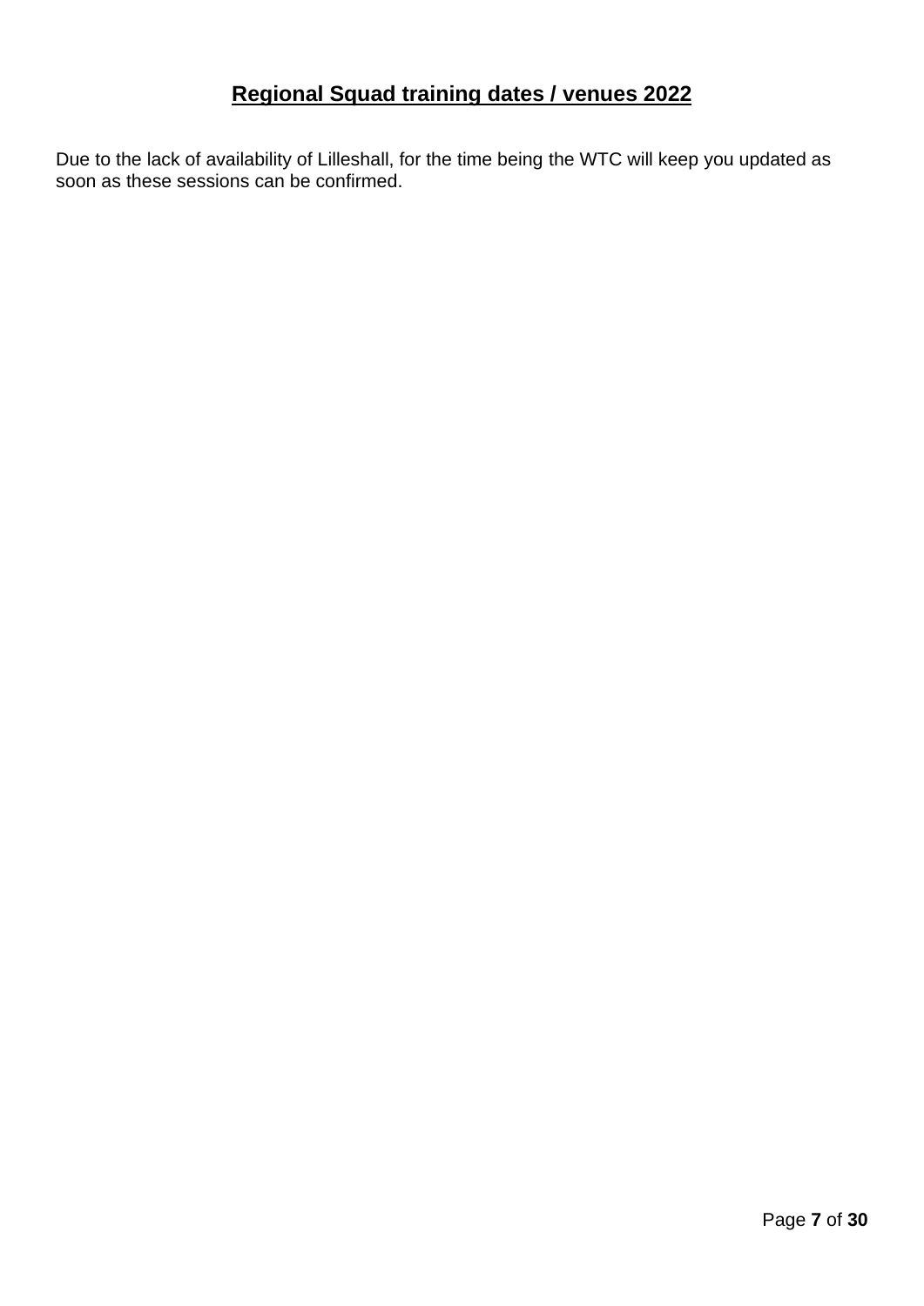## Regional Squad training dates / venues 2022

Due to the lack of availability of Lilleshall, for the time being the WTC will keep you updated as soon as these sessions can be confirmed.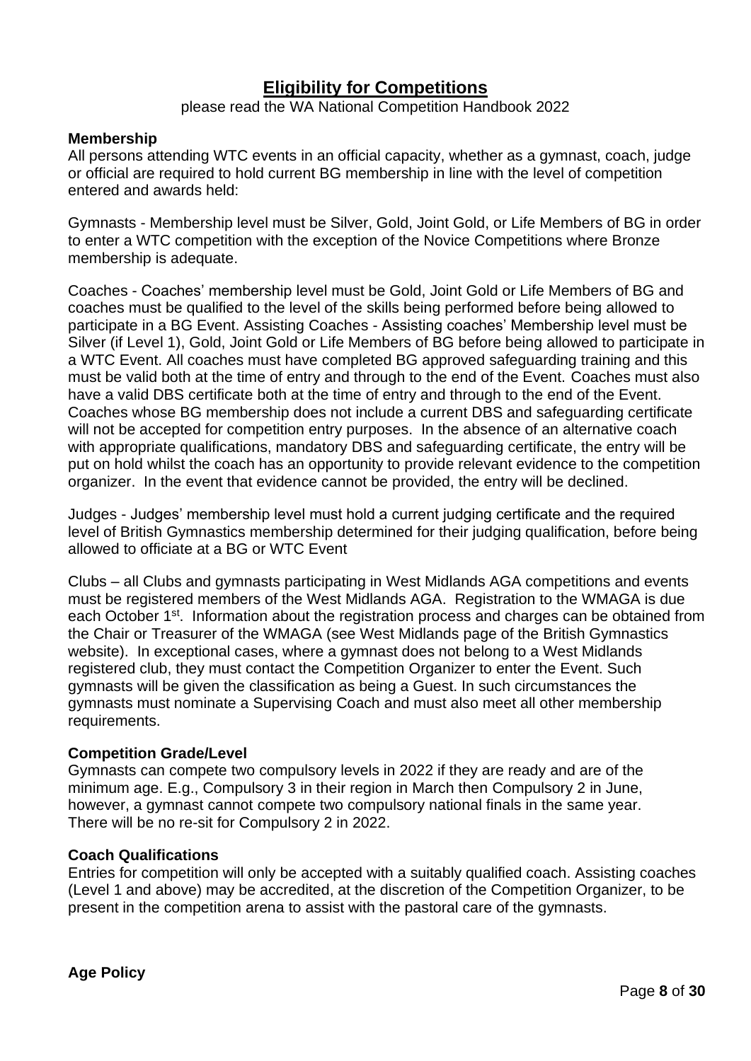# Eligibility for Competitions

please read the WA National Competition Handbook 2022

**Membership**

All persons attending WTC events in an official capacity, whether as a gymnast, coach, judge or official are required to hold current BG membership in line with the level of competition entered and awards held:

Gymnasts - Membership level must be Silver, Gold, Joint Gold, or Life Members of BG in order to enter a WTC competition with the exception of the Novice Competitions where Bronze membership is adequate.

Coaches - Coaches' membership level must be Gold, Joint Gold or Life Members of BG and coaches must be qualified to the level of the skills being performed before being allowed to participate in a BG Event. Assisting Coaches - Assisting coaches' Membership level must be Silver (if Level 1), Gold, Joint Gold or Life Members of BG before being allowed to participate in a WTC Event. All coaches must have completed BG approved safeguarding training and this must be valid both at the time of entry and through to the end of the Event. Coaches must also have a valid DBS certificate both at the time of entry and through to the end of the Event. Coaches whose BG membership does not include a current DBS and safeguarding certificate will not be accepted for competition entry purposes. In the absence of an alternative coach with appropriate qualifications, mandatory DBS and safeguarding certificate, the entry will be put on hold whilst the coach has an opportunity to provide relevant evidence to the competition organizer. In the event that evidence cannot be provided, the entry will be declined.

Judges - Judges' membership level must hold a current judging certificate and the required level of British Gymnastics membership determined for their judging qualification, before being allowed to officiate at a BG or WTC Event

Clubs – all Clubs and gymnasts participating in West Midlands AGA competitions and events must be registered members of the West Midlands AGA. Registration to the WMAGA is due each October 1st. Information about the registration process and charges can be obtained from the Chair or Treasurer of the WMAGA (see West Midlands page of the British Gymnastics website). In exceptional cases, where a gymnast does not belong to a West Midlands registered club, they must contact the Competition Organizer to enter the Event. Such gymnasts will be given the classification as being a Guest. In such circumstances the gymnasts must nominate a Supervising Coach and must also meet all other membership requirements.

**Competition Grade/Level**

Gymnasts can compete two compulsory levels in 2022 if they are ready and are of the minimum age. E.g., Compulsory 3 in their region in March then Compulsory 2 in June, however, a gymnast cannot compete two compulsory national finals in the same year. There will be no re-sit for Compulsory 2 in 2022.

**Coach Qualifications**

Entries for competition will only be accepted with a suitably qualified coach. Assisting coaches (Level 1 and above) may be accredited, at the discretion of the Competition Organizer, to be present in the competition arena to assist with the pastoral care of the gymnasts.

**Age Policy**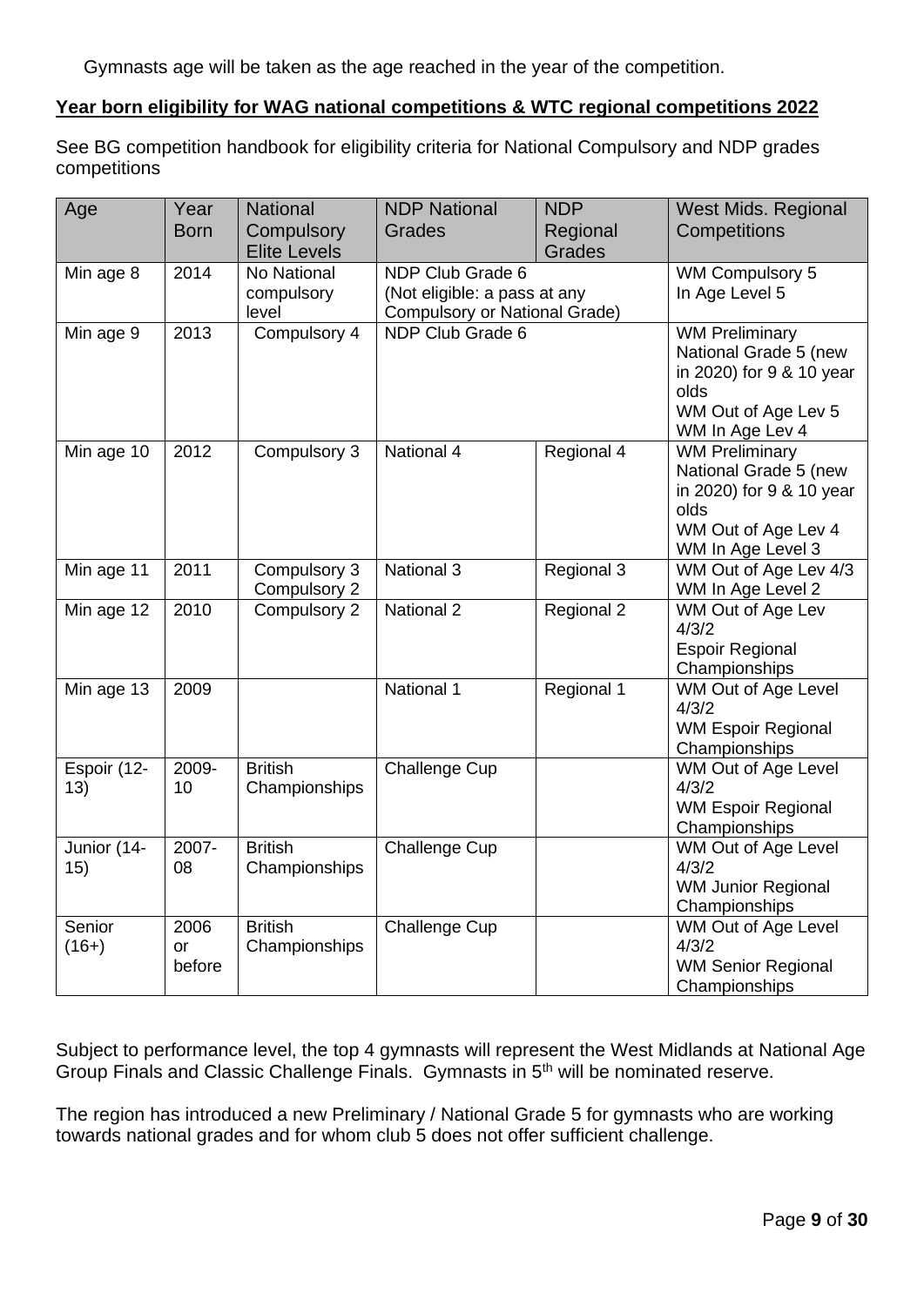Gymnasts age will be taken as the age reached in the year of the competition.

**Year born eligibility for WAG national competitions & WTC regional competitions 2022**

See BG competition handbook for eligibility criteria for National Compulsory and NDP grades competitions

| Age | Year Born | National Compulsory Elite Levels | NDP National Grades | NDP Regional Grades | West Mids. Regional Competitions |
|---|---|---|---|---|---|
| Min age 8 | 2014 | No National compulsory level | NDP Club Grade 6 (Not eligible: a pass at any Compulsory or National Grade) | | WM Compulsory 5<br>In Age Level 5 |
| Min age 9 | 2013 | Compulsory 4 | NDP Club Grade 6 | | WM Preliminary National Grade 5 (new in 2020) for 9 & 10 year olds<br>WM Out of Age Lev 5<br>WM In Age Lev 4 |
| Min age 10 | 2012 | Compulsory 3 | National 4 | Regional 4 | WM Preliminary National Grade 5 (new in 2020) for 9 & 10 year olds<br>WM Out of Age Lev 4<br>WM In Age Level 3 |
| Min age 11 | 2011 | Compulsory 3<br>Compulsory 2 | National 3 | Regional 3 | WM Out of Age Lev 4/3<br>WM In Age Level 2 |
| Min age 12 | 2010 | Compulsory 2 | National 2 | Regional 2 | WM Out of Age Lev 4/3/2<br>Espoir Regional Championships |
| Min age 13 | 2009 | | National 1 | Regional 1 | WM Out of Age Level 4/3/2<br>WM Espoir Regional Championships |
| Espoir (12-13) | 2009-10 | British Championships | Challenge Cup | | WM Out of Age Level 4/3/2<br>WM Espoir Regional Championships |
| Junior (14-15) | 2007-08 | British Championships | Challenge Cup | | WM Out of Age Level 4/3/2<br>WM Junior Regional Championships |
| Senior (16+) | 2006 or before | British Championships | Challenge Cup | | WM Out of Age Level 4/3/2<br>WM Senior Regional Championships |

Subject to performance level, the top 4 gymnasts will represent the West Midlands at National Age Group Finals and Classic Challenge Finals. Gymnasts in 5th will be nominated reserve.

The region has introduced a new Preliminary / National Grade 5 for gymnasts who are working towards national grades and for whom club 5 does not offer sufficient challenge.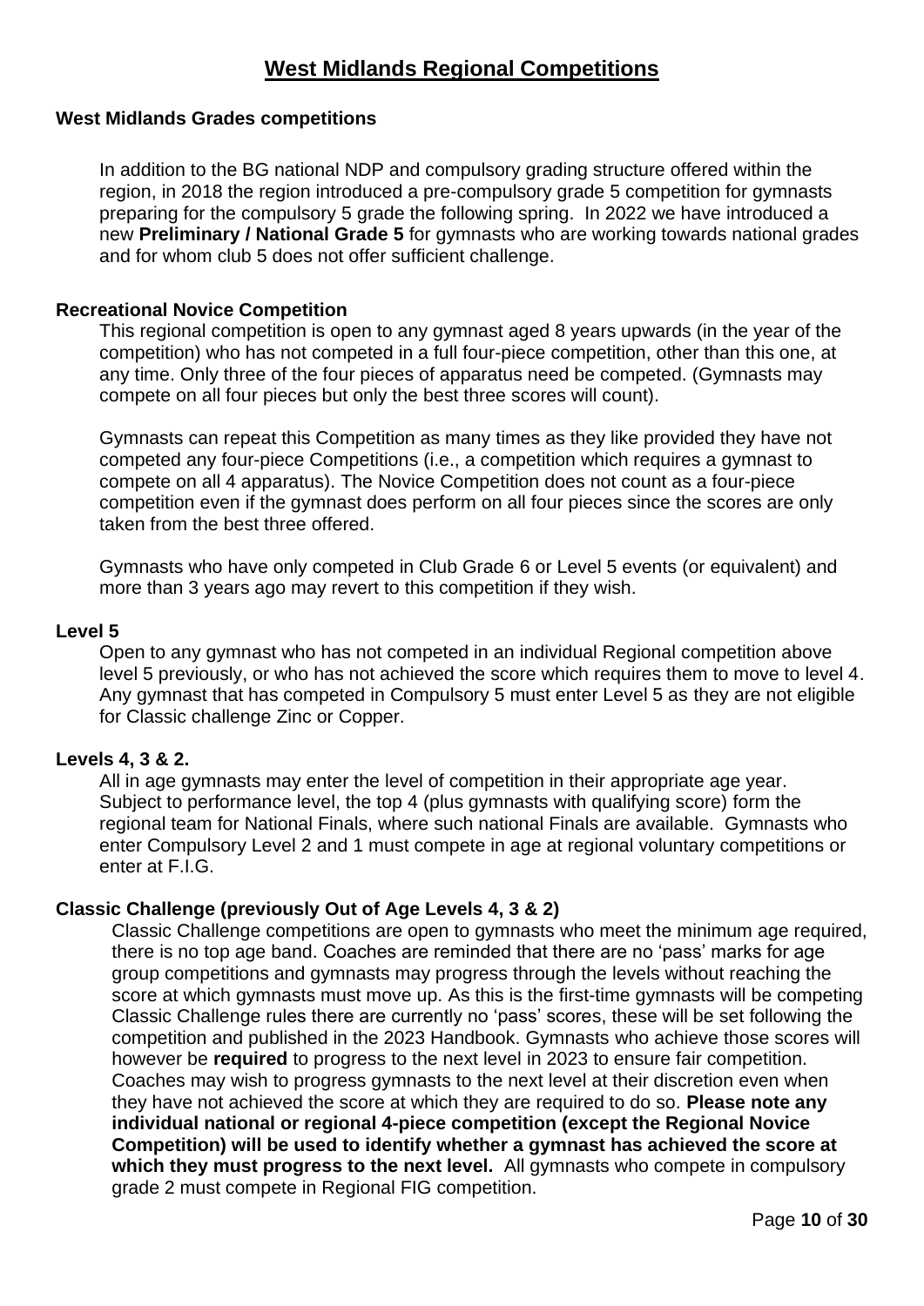# West Midlands Regional Competitions

### West Midlands Grades competitions

In addition to the BG national NDP and compulsory grading structure offered within the region, in 2018 the region introduced a pre-compulsory grade 5 competition for gymnasts preparing for the compulsory 5 grade the following spring. In 2022 we have introduced a new **Preliminary / National Grade 5** for gymnasts who are working towards national grades and for whom club 5 does not offer sufficient challenge.

### Recreational Novice Competition

This regional competition is open to any gymnast aged 8 years upwards (in the year of the competition) who has not competed in a full four-piece competition, other than this one, at any time. Only three of the four pieces of apparatus need be competed. (Gymnasts may compete on all four pieces but only the best three scores will count).

Gymnasts can repeat this Competition as many times as they like provided they have not competed any four-piece Competitions (i.e., a competition which requires a gymnast to compete on all 4 apparatus). The Novice Competition does not count as a four-piece competition even if the gymnast does perform on all four pieces since the scores are only taken from the best three offered.

Gymnasts who have only competed in Club Grade 6 or Level 5 events (or equivalent) and more than 3 years ago may revert to this competition if they wish.

### Level 5

Open to any gymnast who has not competed in an individual Regional competition above level 5 previously, or who has not achieved the score which requires them to move to level 4. Any gymnast that has competed in Compulsory 5 must enter Level 5 as they are not eligible for Classic challenge Zinc or Copper.

### Levels 4, 3 & 2.

All in age gymnasts may enter the level of competition in their appropriate age year. Subject to performance level, the top 4 (plus gymnasts with qualifying score) form the regional team for National Finals, where such national Finals are available. Gymnasts who enter Compulsory Level 2 and 1 must compete in age at regional voluntary competitions or enter at F.I.G.

### Classic Challenge (previously Out of Age Levels 4, 3 & 2)

Classic Challenge competitions are open to gymnasts who meet the minimum age required, there is no top age band. Coaches are reminded that there are no 'pass' marks for age group competitions and gymnasts may progress through the levels without reaching the score at which gymnasts must move up. As this is the first-time gymnasts will be competing Classic Challenge rules there are currently no 'pass' scores, these will be set following the competition and published in the 2023 Handbook. Gymnasts who achieve those scores will however be **required** to progress to the next level in 2023 to ensure fair competition. Coaches may wish to progress gymnasts to the next level at their discretion even when they have not achieved the score at which they are required to do so. **Please note any individual national or regional 4-piece competition (except the Regional Novice Competition) will be used to identify whether a gymnast has achieved the score at which they must progress to the next level.** All gymnasts who compete in compulsory grade 2 must compete in Regional FIG competition.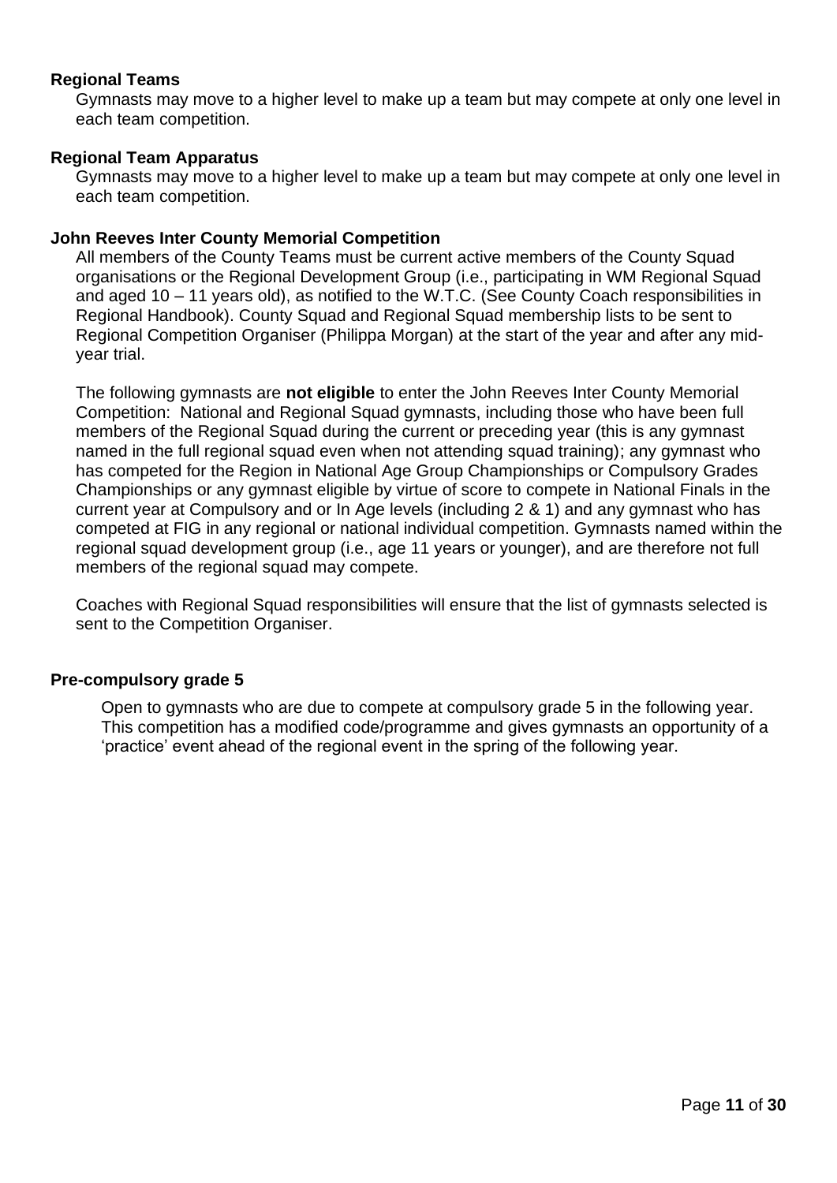**Regional Teams**

Gymnasts may move to a higher level to make up a team but may compete at only one level in each team competition.

**Regional Team Apparatus**

Gymnasts may move to a higher level to make up a team but may compete at only one level in each team competition.

**John Reeves Inter County Memorial Competition**

All members of the County Teams must be current active members of the County Squad organisations or the Regional Development Group (i.e., participating in WM Regional Squad and aged 10 – 11 years old), as notified to the W.T.C. (See County Coach responsibilities in Regional Handbook). County Squad and Regional Squad membership lists to be sent to Regional Competition Organiser (Philippa Morgan) at the start of the year and after any mid-year trial.

The following gymnasts are **not eligible** to enter the John Reeves Inter County Memorial Competition: National and Regional Squad gymnasts, including those who have been full members of the Regional Squad during the current or preceding year (this is any gymnast named in the full regional squad even when not attending squad training); any gymnast who has competed for the Region in National Age Group Championships or Compulsory Grades Championships or any gymnast eligible by virtue of score to compete in National Finals in the current year at Compulsory and or In Age levels (including 2 & 1) and any gymnast who has competed at FIG in any regional or national individual competition. Gymnasts named within the regional squad development group (i.e., age 11 years or younger), and are therefore not full members of the regional squad may compete.

Coaches with Regional Squad responsibilities will ensure that the list of gymnasts selected is sent to the Competition Organiser.

**Pre-compulsory grade 5**

Open to gymnasts who are due to compete at compulsory grade 5 in the following year. This competition has a modified code/programme and gives gymnasts an opportunity of a 'practice' event ahead of the regional event in the spring of the following year.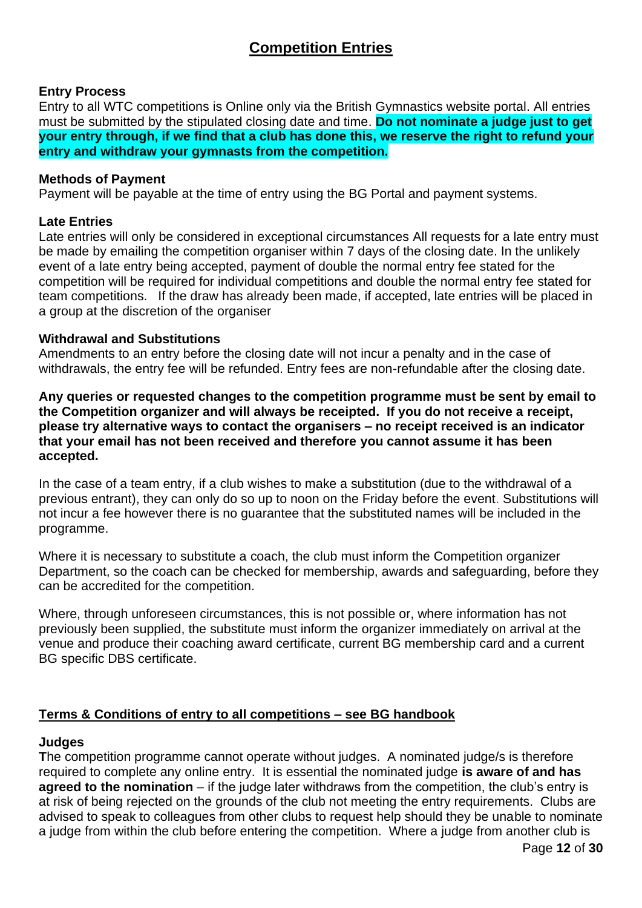# Competition Entries

**Entry Process**

Entry to all WTC competitions is Online only via the British Gymnastics website portal. All entries must be submitted by the stipulated closing date and time. **Do not nominate a judge just to get your entry through, if we find that a club has done this, we reserve the right to refund your entry and withdraw your gymnasts from the competition.**

**Methods of Payment**

Payment will be payable at the time of entry using the BG Portal and payment systems.

**Late Entries**

Late entries will only be considered in exceptional circumstances All requests for a late entry must be made by emailing the competition organiser within 7 days of the closing date. In the unlikely event of a late entry being accepted, payment of double the normal entry fee stated for the competition will be required for individual competitions and double the normal entry fee stated for team competitions. If the draw has already been made, if accepted, late entries will be placed in a group at the discretion of the organiser

**Withdrawal and Substitutions**

Amendments to an entry before the closing date will not incur a penalty and in the case of withdrawals, the entry fee will be refunded. Entry fees are non-refundable after the closing date.

**Any queries or requested changes to the competition programme must be sent by email to the Competition organizer and will always be receipted. If you do not receive a receipt, please try alternative ways to contact the organisers – no receipt received is an indicator that your email has not been received and therefore you cannot assume it has been accepted.**

In the case of a team entry, if a club wishes to make a substitution (due to the withdrawal of a previous entrant), they can only do so up to noon on the Friday before the event. Substitutions will not incur a fee however there is no guarantee that the substituted names will be included in the programme.

Where it is necessary to substitute a coach, the club must inform the Competition organizer Department, so the coach can be checked for membership, awards and safeguarding, before they can be accredited for the competition.

Where, through unforeseen circumstances, this is not possible or, where information has not previously been supplied, the substitute must inform the organizer immediately on arrival at the venue and produce their coaching award certificate, current BG membership card and a current BG specific DBS certificate.

## Terms & Conditions of entry to all competitions – see BG handbook

**Judges**

**T**he competition programme cannot operate without judges. A nominated judge/s is therefore required to complete any online entry. It is essential the nominated judge **is aware of and has agreed to the nomination** – if the judge later withdraws from the competition, the club's entry is at risk of being rejected on the grounds of the club not meeting the entry requirements. Clubs are advised to speak to colleagues from other clubs to request help should they be unable to nominate a judge from within the club before entering the competition. Where a judge from another club is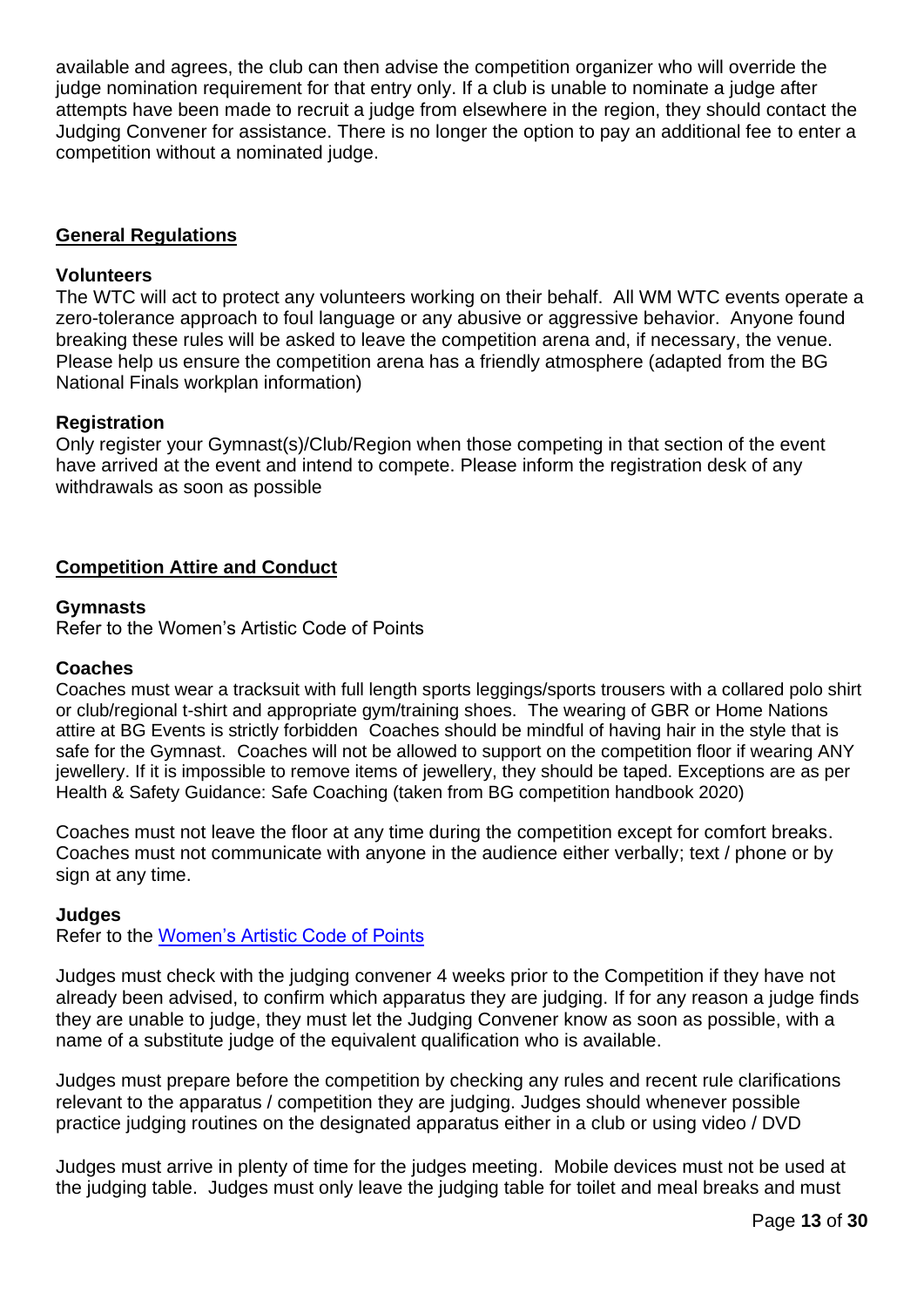available and agrees, the club can then advise the competition organizer who will override the judge nomination requirement for that entry only. If a club is unable to nominate a judge after attempts have been made to recruit a judge from elsewhere in the region, they should contact the Judging Convener for assistance. There is no longer the option to pay an additional fee to enter a competition without a nominated judge.

## General Regulations

### Volunteers

The WTC will act to protect any volunteers working on their behalf. All WM WTC events operate a zero-tolerance approach to foul language or any abusive or aggressive behavior. Anyone found breaking these rules will be asked to leave the competition arena and, if necessary, the venue. Please help us ensure the competition arena has a friendly atmosphere (adapted from the BG National Finals workplan information)

### Registration

Only register your Gymnast(s)/Club/Region when those competing in that section of the event have arrived at the event and intend to compete. Please inform the registration desk of any withdrawals as soon as possible

## Competition Attire and Conduct

### Gymnasts

Refer to the Women's Artistic Code of Points

### Coaches

Coaches must wear a tracksuit with full length sports leggings/sports trousers with a collared polo shirt or club/regional t-shirt and appropriate gym/training shoes. The wearing of GBR or Home Nations attire at BG Events is strictly forbidden Coaches should be mindful of having hair in the style that is safe for the Gymnast. Coaches will not be allowed to support on the competition floor if wearing ANY jewellery. If it is impossible to remove items of jewellery, they should be taped. Exceptions are as per Health & Safety Guidance: Safe Coaching (taken from BG competition handbook 2020)

Coaches must not leave the floor at any time during the competition except for comfort breaks. Coaches must not communicate with anyone in the audience either verbally; text / phone or by sign at any time.

### Judges

Refer to the Women's Artistic Code of Points

Judges must check with the judging convener 4 weeks prior to the Competition if they have not already been advised, to confirm which apparatus they are judging. If for any reason a judge finds they are unable to judge, they must let the Judging Convener know as soon as possible, with a name of a substitute judge of the equivalent qualification who is available.

Judges must prepare before the competition by checking any rules and recent rule clarifications relevant to the apparatus / competition they are judging. Judges should whenever possible practice judging routines on the designated apparatus either in a club or using video / DVD

Judges must arrive in plenty of time for the judges meeting. Mobile devices must not be used at the judging table. Judges must only leave the judging table for toilet and meal breaks and must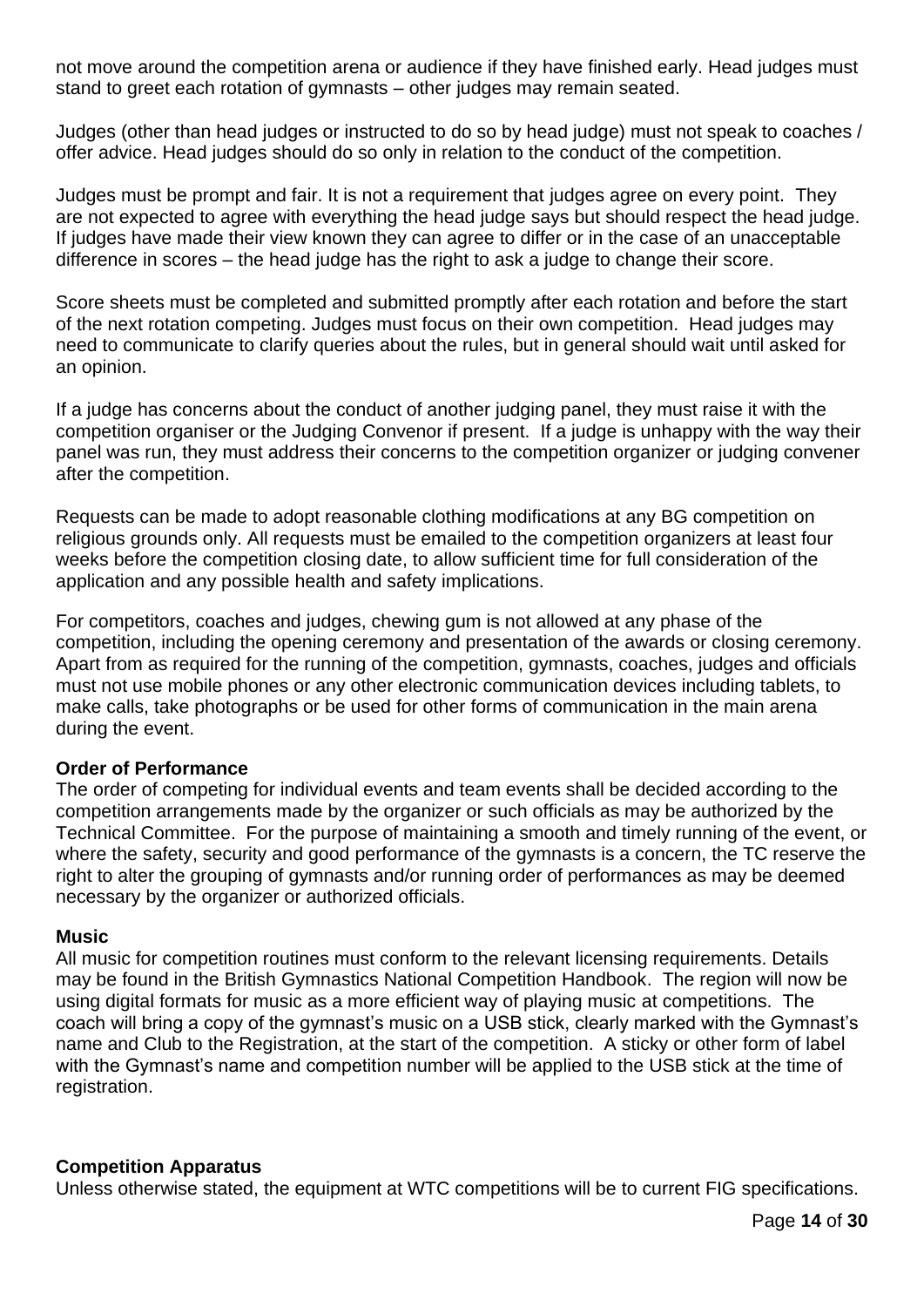not move around the competition arena or audience if they have finished early. Head judges must stand to greet each rotation of gymnasts – other judges may remain seated.

Judges (other than head judges or instructed to do so by head judge) must not speak to coaches / offer advice. Head judges should do so only in relation to the conduct of the competition.

Judges must be prompt and fair. It is not a requirement that judges agree on every point. They are not expected to agree with everything the head judge says but should respect the head judge. If judges have made their view known they can agree to differ or in the case of an unacceptable difference in scores – the head judge has the right to ask a judge to change their score.

Score sheets must be completed and submitted promptly after each rotation and before the start of the next rotation competing. Judges must focus on their own competition. Head judges may need to communicate to clarify queries about the rules, but in general should wait until asked for an opinion.

If a judge has concerns about the conduct of another judging panel, they must raise it with the competition organiser or the Judging Convenor if present. If a judge is unhappy with the way their panel was run, they must address their concerns to the competition organizer or judging convener after the competition.

Requests can be made to adopt reasonable clothing modifications at any BG competition on religious grounds only. All requests must be emailed to the competition organizers at least four weeks before the competition closing date, to allow sufficient time for full consideration of the application and any possible health and safety implications.

For competitors, coaches and judges, chewing gum is not allowed at any phase of the competition, including the opening ceremony and presentation of the awards or closing ceremony. Apart from as required for the running of the competition, gymnasts, coaches, judges and officials must not use mobile phones or any other electronic communication devices including tablets, to make calls, take photographs or be used for other forms of communication in the main arena during the event.

**Order of Performance**

The order of competing for individual events and team events shall be decided according to the competition arrangements made by the organizer or such officials as may be authorized by the Technical Committee. For the purpose of maintaining a smooth and timely running of the event, or where the safety, security and good performance of the gymnasts is a concern, the TC reserve the right to alter the grouping of gymnasts and/or running order of performances as may be deemed necessary by the organizer or authorized officials.

**Music**

All music for competition routines must conform to the relevant licensing requirements. Details may be found in the British Gymnastics National Competition Handbook. The region will now be using digital formats for music as a more efficient way of playing music at competitions. The coach will bring a copy of the gymnast's music on a USB stick, clearly marked with the Gymnast's name and Club to the Registration, at the start of the competition. A sticky or other form of label with the Gymnast's name and competition number will be applied to the USB stick at the time of registration.

**Competition Apparatus**

Unless otherwise stated, the equipment at WTC competitions will be to current FIG specifications.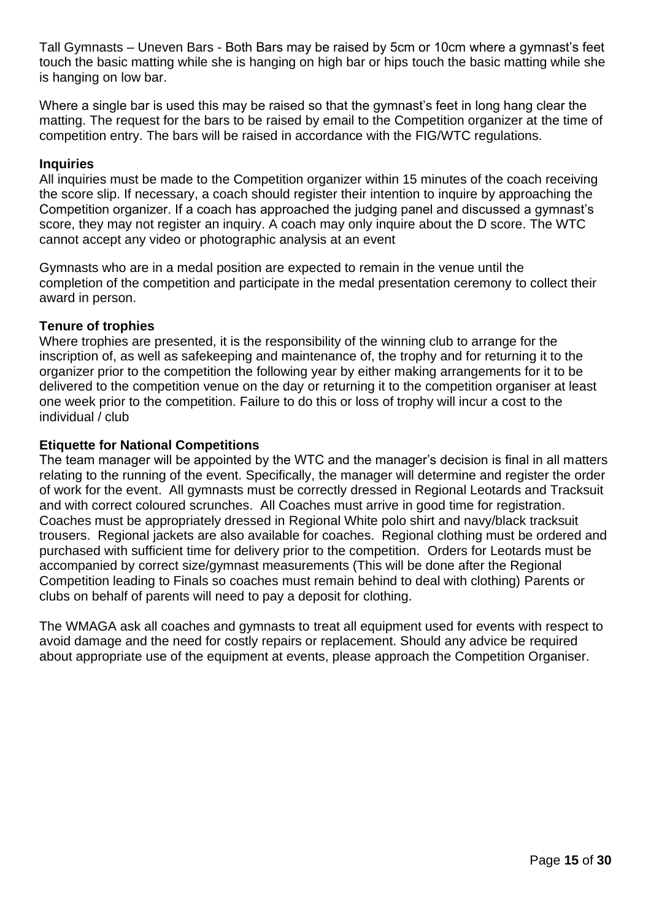Tall Gymnasts – Uneven Bars - Both Bars may be raised by 5cm or 10cm where a gymnast's feet touch the basic matting while she is hanging on high bar or hips touch the basic matting while she is hanging on low bar.

Where a single bar is used this may be raised so that the gymnast's feet in long hang clear the matting. The request for the bars to be raised by email to the Competition organizer at the time of competition entry. The bars will be raised in accordance with the FIG/WTC regulations.

**Inquiries**

All inquiries must be made to the Competition organizer within 15 minutes of the coach receiving the score slip. If necessary, a coach should register their intention to inquire by approaching the Competition organizer. If a coach has approached the judging panel and discussed a gymnast's score, they may not register an inquiry. A coach may only inquire about the D score. The WTC cannot accept any video or photographic analysis at an event

Gymnasts who are in a medal position are expected to remain in the venue until the completion of the competition and participate in the medal presentation ceremony to collect their award in person.

**Tenure of trophies**

Where trophies are presented, it is the responsibility of the winning club to arrange for the inscription of, as well as safekeeping and maintenance of, the trophy and for returning it to the organizer prior to the competition the following year by either making arrangements for it to be delivered to the competition venue on the day or returning it to the competition organiser at least one week prior to the competition. Failure to do this or loss of trophy will incur a cost to the individual / club

**Etiquette for National Competitions**

The team manager will be appointed by the WTC and the manager's decision is final in all matters relating to the running of the event. Specifically, the manager will determine and register the order of work for the event. All gymnasts must be correctly dressed in Regional Leotards and Tracksuit and with correct coloured scrunches. All Coaches must arrive in good time for registration. Coaches must be appropriately dressed in Regional White polo shirt and navy/black tracksuit trousers. Regional jackets are also available for coaches. Regional clothing must be ordered and purchased with sufficient time for delivery prior to the competition. Orders for Leotards must be accompanied by correct size/gymnast measurements (This will be done after the Regional Competition leading to Finals so coaches must remain behind to deal with clothing) Parents or clubs on behalf of parents will need to pay a deposit for clothing.

The WMAGA ask all coaches and gymnasts to treat all equipment used for events with respect to avoid damage and the need for costly repairs or replacement. Should any advice be required about appropriate use of the equipment at events, please approach the Competition Organiser.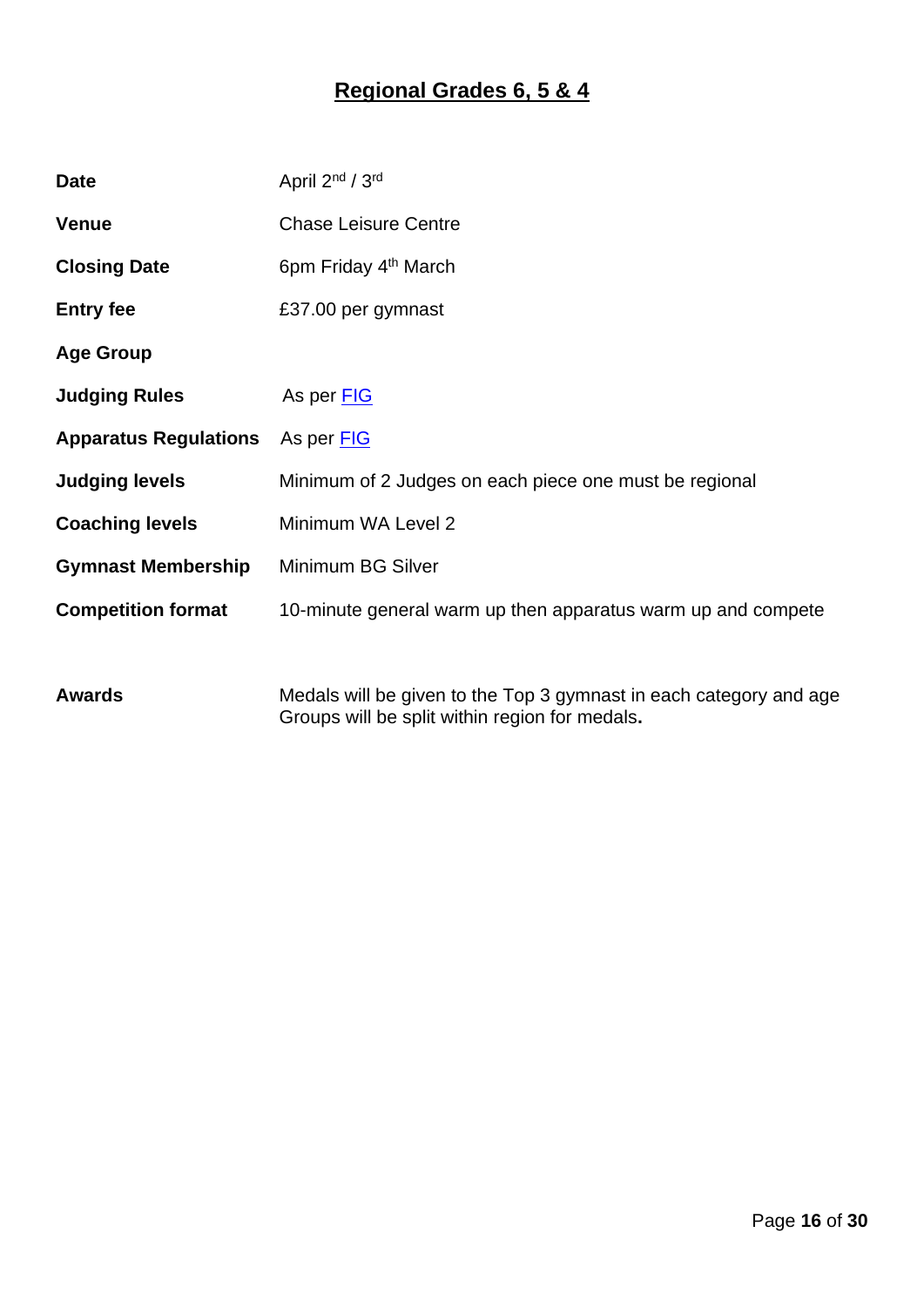# Regional Grades 6, 5 & 4

| | |
|---|---|
| **Date** | April 2nd / 3rd |
| **Venue** | Chase Leisure Centre |
| **Closing Date** | 6pm Friday 4th March |
| **Entry fee** | £37.00 per gymnast |
| **Age Group** | |
| **Judging Rules** | As per FIG |
| **Apparatus Regulations** | As per FIG |
| **Judging levels** | Minimum of 2 Judges on each piece one must be regional |
| **Coaching levels** | Minimum WA Level 2 |
| **Gymnast Membership** | Minimum BG Silver |
| **Competition format** | 10-minute general warm up then apparatus warm up and compete |
| **Awards** | Medals will be given to the Top 3 gymnast in each category and age Groups will be split within region for medals. |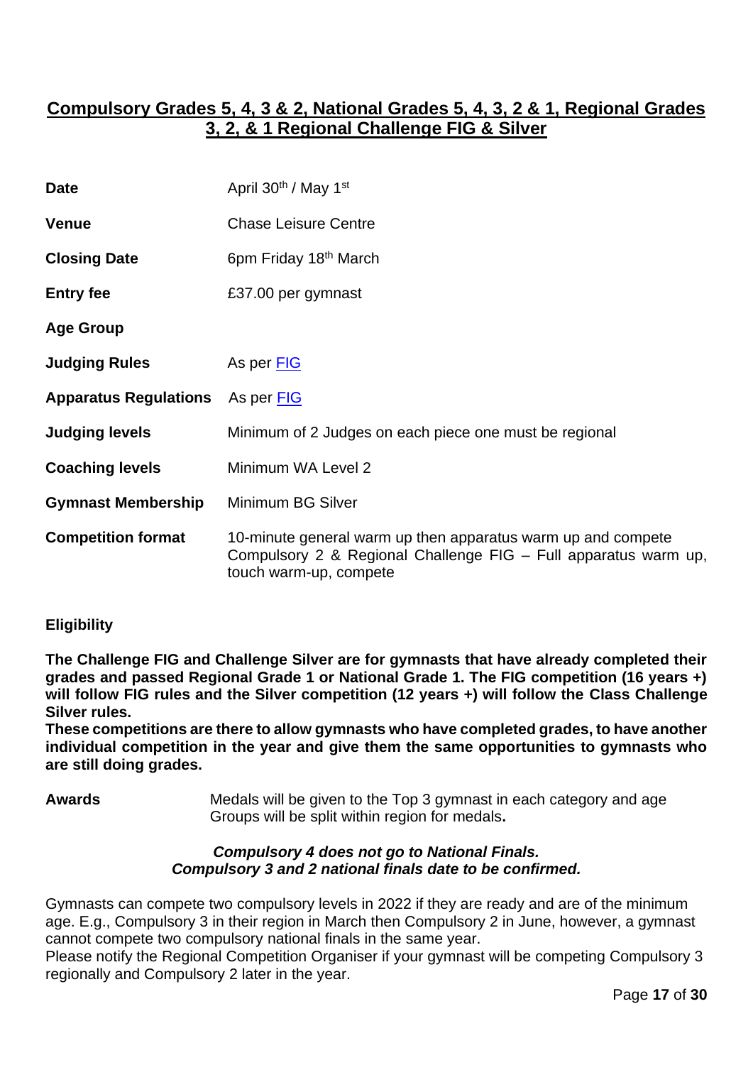## Compulsory Grades 5, 4, 3 & 2, National Grades 5, 4, 3, 2 & 1, Regional Grades 3, 2, & 1 Regional Challenge FIG & Silver

| | |
|---|---|
| **Date** | April 30th / May 1st |
| **Venue** | Chase Leisure Centre |
| **Closing Date** | 6pm Friday 18th March |
| **Entry fee** | £37.00 per gymnast |
| **Age Group** | |
| **Judging Rules** | As per [FIG](FIG) |
| **Apparatus Regulations** | As per [FIG](FIG) |
| **Judging levels** | Minimum of 2 Judges on each piece one must be regional |
| **Coaching levels** | Minimum WA Level 2 |
| **Gymnast Membership** | Minimum BG Silver |
| **Competition format** | 10-minute general warm up then apparatus warm up and compete Compulsory 2 & Regional Challenge FIG – Full apparatus warm up, touch warm-up, compete |

**Eligibility**

**The Challenge FIG and Challenge Silver are for gymnasts that have already completed their grades and passed Regional Grade 1 or National Grade 1. The FIG competition (16 years +) will follow FIG rules and the Silver competition (12 years +) will follow the Class Challenge Silver rules.**
**These competitions are there to allow gymnasts who have completed grades, to have another individual competition in the year and give them the same opportunities to gymnasts who are still doing grades.**

**Awards** Medals will be given to the Top 3 gymnast in each category and age Groups will be split within region for medals**.**

***Compulsory 4 does not go to National Finals.***
***Compulsory 3 and 2 national finals date to be confirmed.***

Gymnasts can compete two compulsory levels in 2022 if they are ready and are of the minimum age. E.g., Compulsory 3 in their region in March then Compulsory 2 in June, however, a gymnast cannot compete two compulsory national finals in the same year.
Please notify the Regional Competition Organiser if your gymnast will be competing Compulsory 3 regionally and Compulsory 2 later in the year.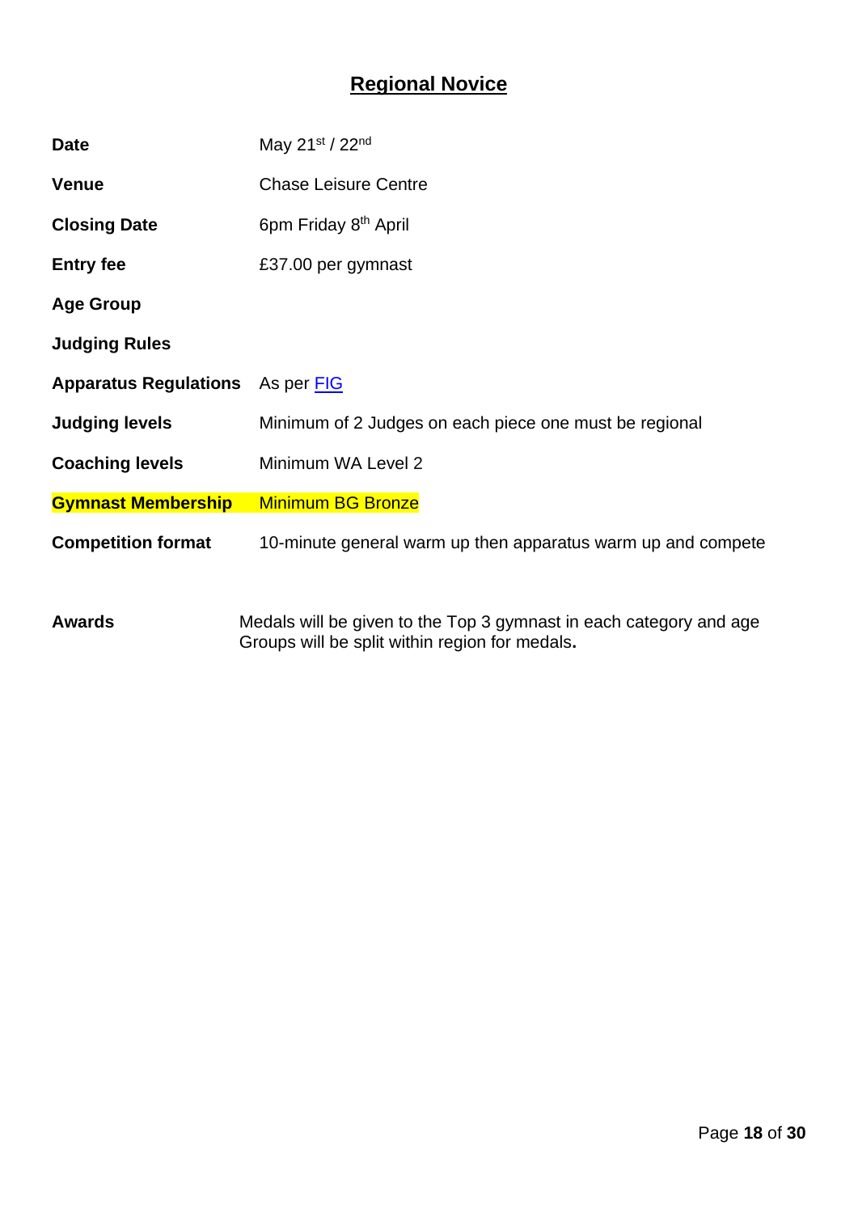# Regional Novice

| | |
|---|---|
| **Date** | May 21st / 22nd |
| **Venue** | Chase Leisure Centre |
| **Closing Date** | 6pm Friday 8th April |
| **Entry fee** | £37.00 per gymnast |
| **Age Group** | |
| **Judging Rules** | |
| **Apparatus Regulations** | As per [FIG](FIG) |
| **Judging levels** | Minimum of 2 Judges on each piece one must be regional |
| **Coaching levels** | Minimum WA Level 2 |
| **Gymnast Membership** | Minimum BG Bronze |
| **Competition format** | 10-minute general warm up then apparatus warm up and compete |
| **Awards** | Medals will be given to the Top 3 gymnast in each category and age Groups will be split within region for medals**.** |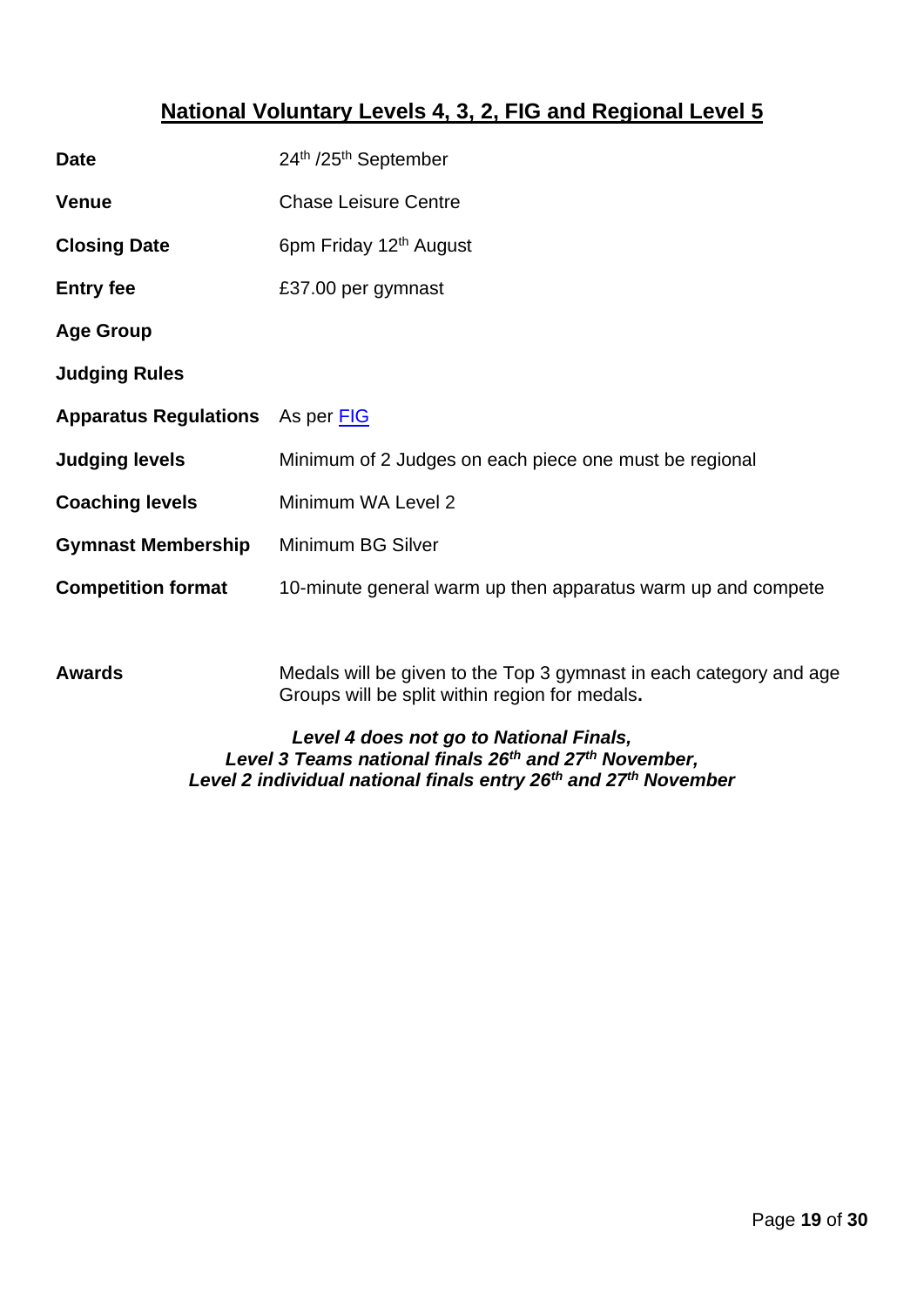## National Voluntary Levels 4, 3, 2, FIG and Regional Level 5

| | |
|---|---|
| **Date** | 24th /25th September |
| **Venue** | Chase Leisure Centre |
| **Closing Date** | 6pm Friday 12th August |
| **Entry fee** | £37.00 per gymnast |
| **Age Group** | |
| **Judging Rules** | |
| **Apparatus Regulations** | As per [FIG] |
| **Judging levels** | Minimum of 2 Judges on each piece one must be regional |
| **Coaching levels** | Minimum WA Level 2 |
| **Gymnast Membership** | Minimum BG Silver |
| **Competition format** | 10-minute general warm up then apparatus warm up and compete |
| **Awards** | Medals will be given to the Top 3 gymnast in each category and age Groups will be split within region for medals**.** |

***Level 4 does not go to National Finals,***
***Level 3 Teams national finals 26th and 27th November,***
***Level 2 individual national finals entry 26th and 27th November***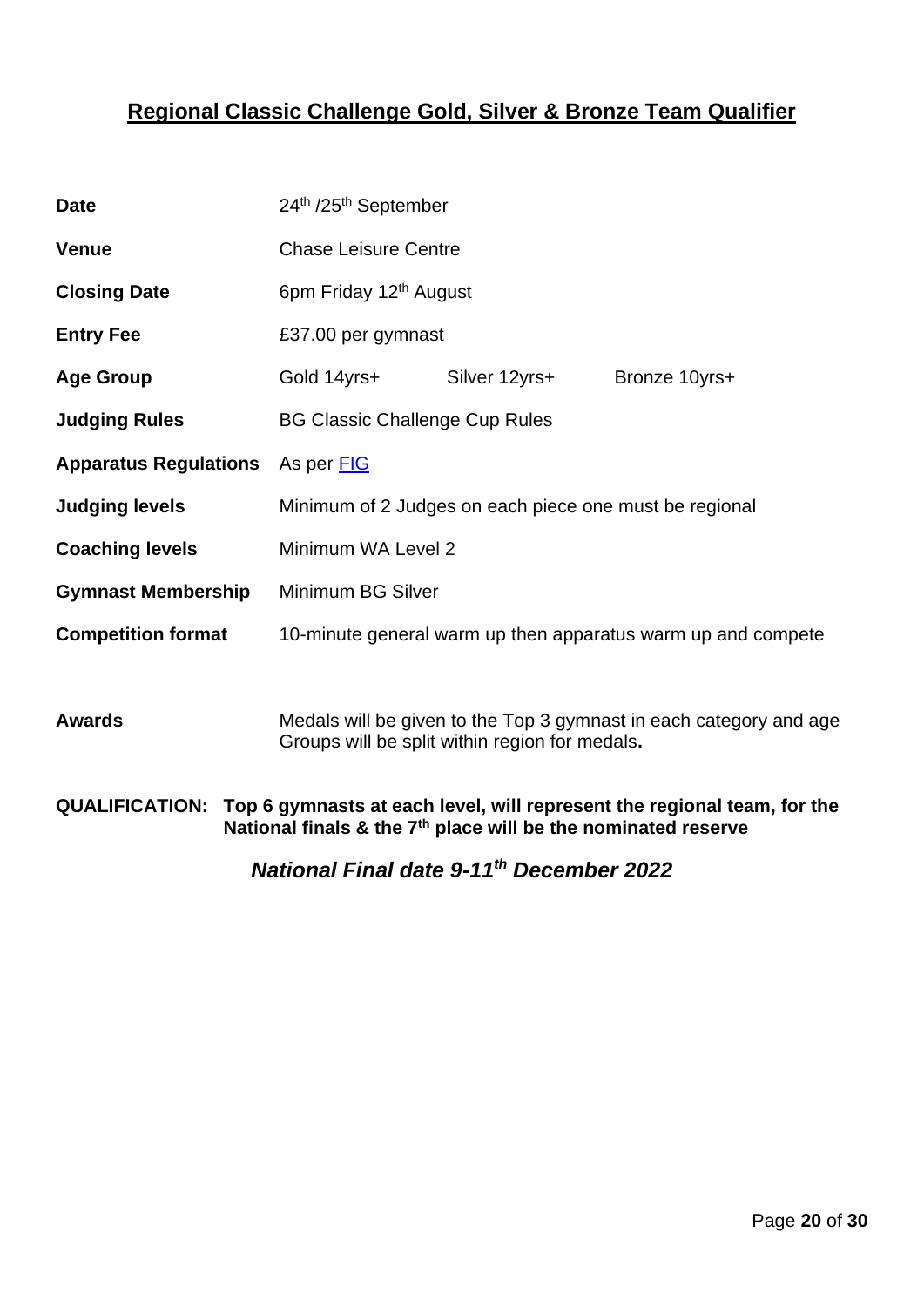## Regional Classic Challenge Gold, Silver & Bronze Team Qualifier

| | | | |
|---|---|---|---|
| **Date** | 24th /25th September | | |
| **Venue** | Chase Leisure Centre | | |
| **Closing Date** | 6pm Friday 12th August | | |
| **Entry Fee** | £37.00 per gymnast | | |
| **Age Group** | Gold 14yrs+ | Silver 12yrs+ | Bronze 10yrs+ |
| **Judging Rules** | BG Classic Challenge Cup Rules | | |
| **Apparatus Regulations** | As per FIG | | |
| **Judging levels** | Minimum of 2 Judges on each piece one must be regional | | |
| **Coaching levels** | Minimum WA Level 2 | | |
| **Gymnast Membership** | Minimum BG Silver | | |
| **Competition format** | 10-minute general warm up then apparatus warm up and compete | | |
| **Awards** | Medals will be given to the Top 3 gymnast in each category and age Groups will be split within region for medals**.** | | |

**QUALIFICATION: Top 6 gymnasts at each level, will represent the regional team, for the National finals & the 7th place will be the nominated reserve**

***National Final date 9-11th December 2022***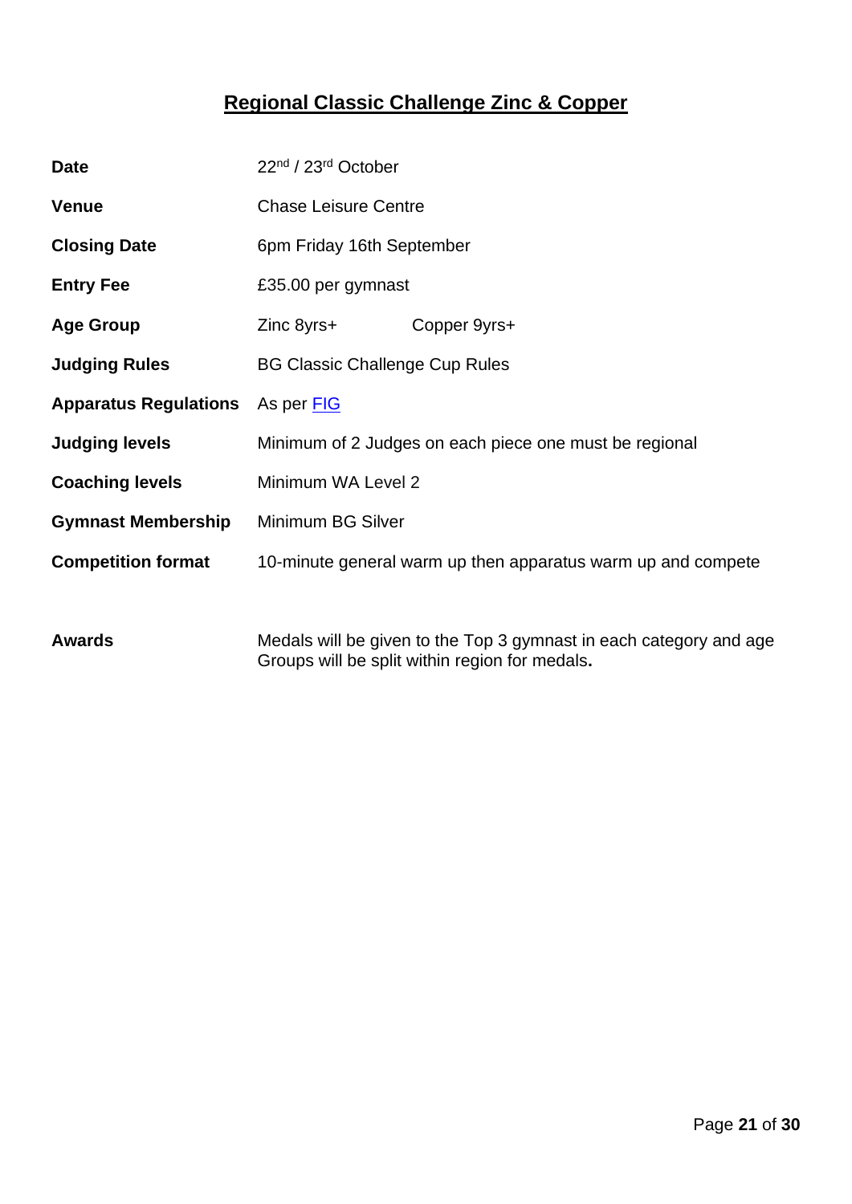# Regional Classic Challenge Zinc & Copper

| | | |
|---|---|---|
| **Date** | 22nd / 23rd October | |
| **Venue** | Chase Leisure Centre | |
| **Closing Date** | 6pm Friday 16th September | |
| **Entry Fee** | £35.00 per gymnast | |
| **Age Group** | Zinc 8yrs+ | Copper 9yrs+ |
| **Judging Rules** | BG Classic Challenge Cup Rules | |
| **Apparatus Regulations** | As per [FIG](FIG) | |
| **Judging levels** | Minimum of 2 Judges on each piece one must be regional | |
| **Coaching levels** | Minimum WA Level 2 | |
| **Gymnast Membership** | Minimum BG Silver | |
| **Competition format** | 10-minute general warm up then apparatus warm up and compete | |
| **Awards** | Medals will be given to the Top 3 gymnast in each category and age Groups will be split within region for medals. | |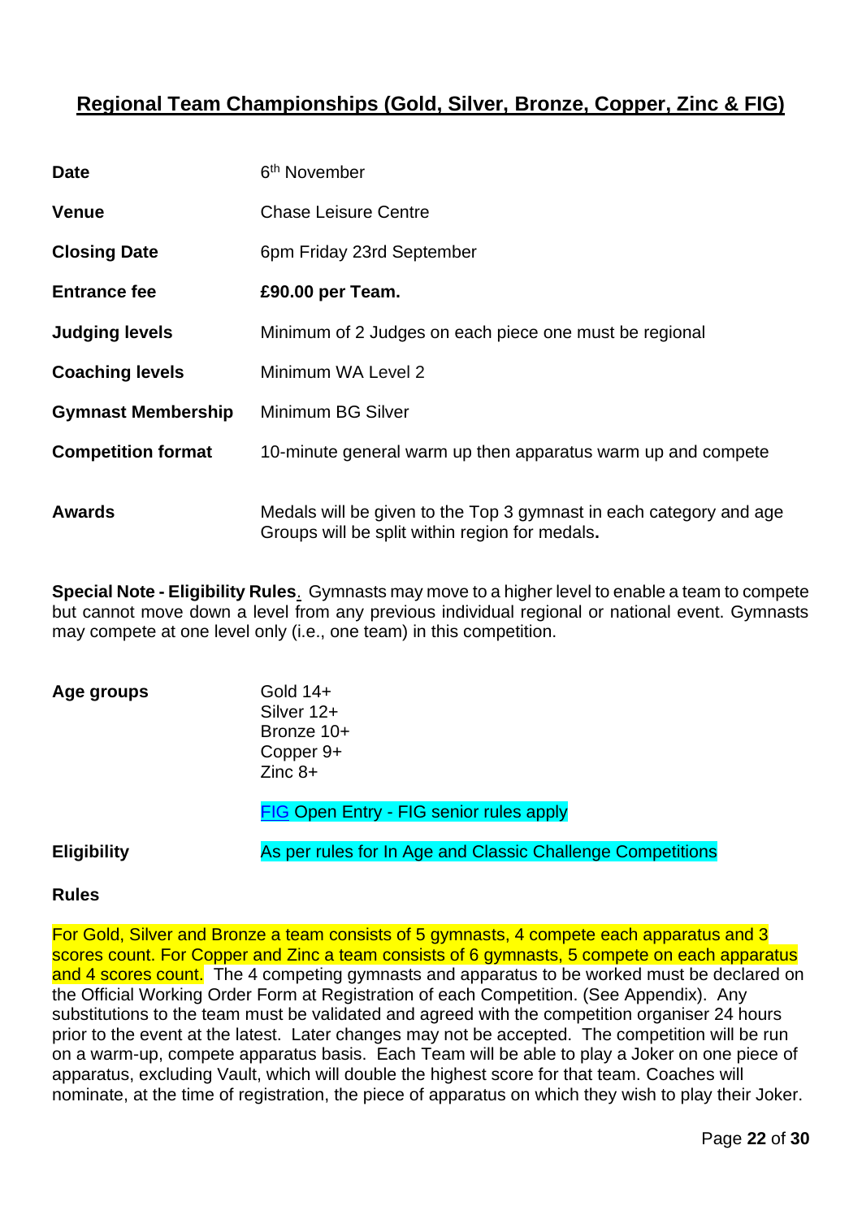## Regional Team Championships (Gold, Silver, Bronze, Copper, Zinc & FIG)

| | |
|---|---|
| **Date** | 6th November |
| **Venue** | Chase Leisure Centre |
| **Closing Date** | 6pm Friday 23rd September |
| **Entrance fee** | **£90.00 per Team.** |
| **Judging levels** | Minimum of 2 Judges on each piece one must be regional |
| **Coaching levels** | Minimum WA Level 2 |
| **Gymnast Membership** | Minimum BG Silver |
| **Competition format** | 10-minute general warm up then apparatus warm up and compete |
| **Awards** | Medals will be given to the Top 3 gymnast in each category and age Groups will be split within region for medals**.** |

**Special Note - Eligibility Rules**. Gymnasts may move to a higher level to enable a team to compete but cannot move down a level from any previous individual regional or national event. Gymnasts may compete at one level only (i.e., one team) in this competition.

**Age groups**

Gold 14+
Silver 12+
Bronze 10+
Copper 9+
Zinc 8+

FIG Open Entry - FIG senior rules apply

**Eligibility** As per rules for In Age and Classic Challenge Competitions

**Rules**

For Gold, Silver and Bronze a team consists of 5 gymnasts, 4 compete each apparatus and 3 scores count. For Copper and Zinc a team consists of 6 gymnasts, 5 compete on each apparatus and 4 scores count. The 4 competing gymnasts and apparatus to be worked must be declared on the Official Working Order Form at Registration of each Competition. (See Appendix). Any substitutions to the team must be validated and agreed with the competition organiser 24 hours prior to the event at the latest. Later changes may not be accepted. The competition will be run on a warm-up, compete apparatus basis. Each Team will be able to play a Joker on one piece of apparatus, excluding Vault, which will double the highest score for that team. Coaches will nominate, at the time of registration, the piece of apparatus on which they wish to play their Joker.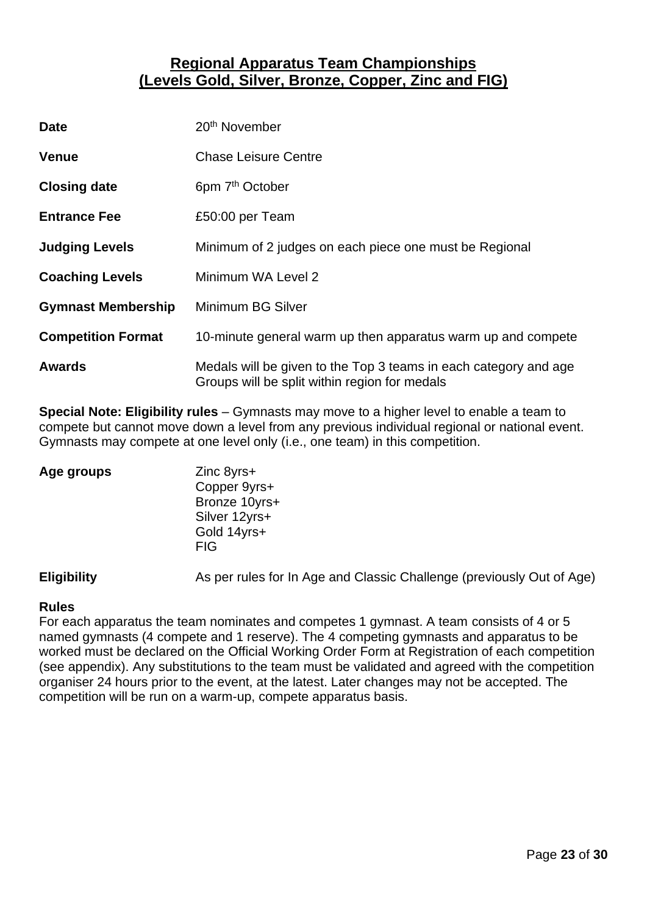## Regional Apparatus Team Championships
## (Levels Gold, Silver, Bronze, Copper, Zinc and FIG)

| | |
|---|---|
| **Date** | 20th November |
| **Venue** | Chase Leisure Centre |
| **Closing date** | 6pm 7th October |
| **Entrance Fee** | £50:00 per Team |
| **Judging Levels** | Minimum of 2 judges on each piece one must be Regional |
| **Coaching Levels** | Minimum WA Level 2 |
| **Gymnast Membership** | Minimum BG Silver |
| **Competition Format** | 10-minute general warm up then apparatus warm up and compete |
| **Awards** | Medals will be given to the Top 3 teams in each category and age Groups will be split within region for medals |

**Special Note: Eligibility rules** – Gymnasts may move to a higher level to enable a team to compete but cannot move down a level from any previous individual regional or national event. Gymnasts may compete at one level only (i.e., one team) in this competition.

**Age groups**

- Zinc 8yrs+
- Copper 9yrs+
- Bronze 10yrs+
- Silver 12yrs+
- Gold 14yrs+
- FIG

**Eligibility** As per rules for In Age and Classic Challenge (previously Out of Age)

**Rules**

For each apparatus the team nominates and competes 1 gymnast. A team consists of 4 or 5 named gymnasts (4 compete and 1 reserve). The 4 competing gymnasts and apparatus to be worked must be declared on the Official Working Order Form at Registration of each competition (see appendix). Any substitutions to the team must be validated and agreed with the competition organiser 24 hours prior to the event, at the latest. Later changes may not be accepted. The competition will be run on a warm-up, compete apparatus basis.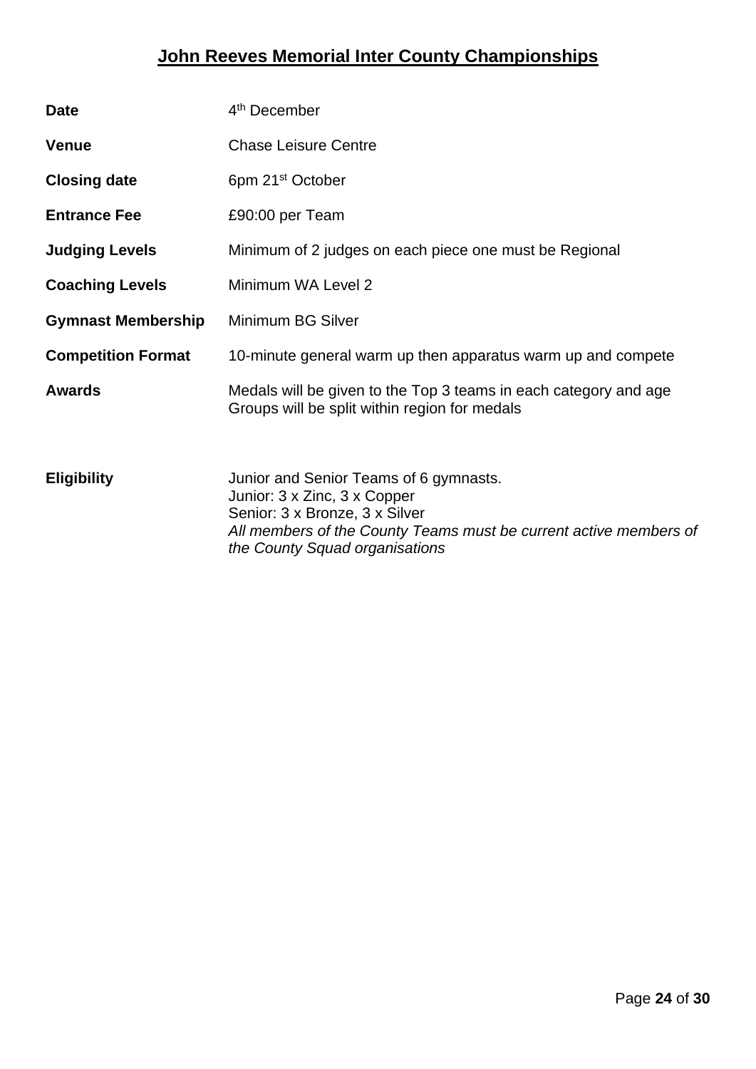# John Reeves Memorial Inter County Championships

| | |
|---|---|
| **Date** | 4th December |
| **Venue** | Chase Leisure Centre |
| **Closing date** | 6pm 21st October |
| **Entrance Fee** | £90:00 per Team |
| **Judging Levels** | Minimum of 2 judges on each piece one must be Regional |
| **Coaching Levels** | Minimum WA Level 2 |
| **Gymnast Membership** | Minimum BG Silver |
| **Competition Format** | 10-minute general warm up then apparatus warm up and compete |
| **Awards** | Medals will be given to the Top 3 teams in each category and age Groups will be split within region for medals |
| **Eligibility** | Junior and Senior Teams of 6 gymnasts.<br>Junior: 3 x Zinc, 3 x Copper<br>Senior: 3 x Bronze, 3 x Silver<br>*All members of the County Teams must be current active members of the County Squad organisations* |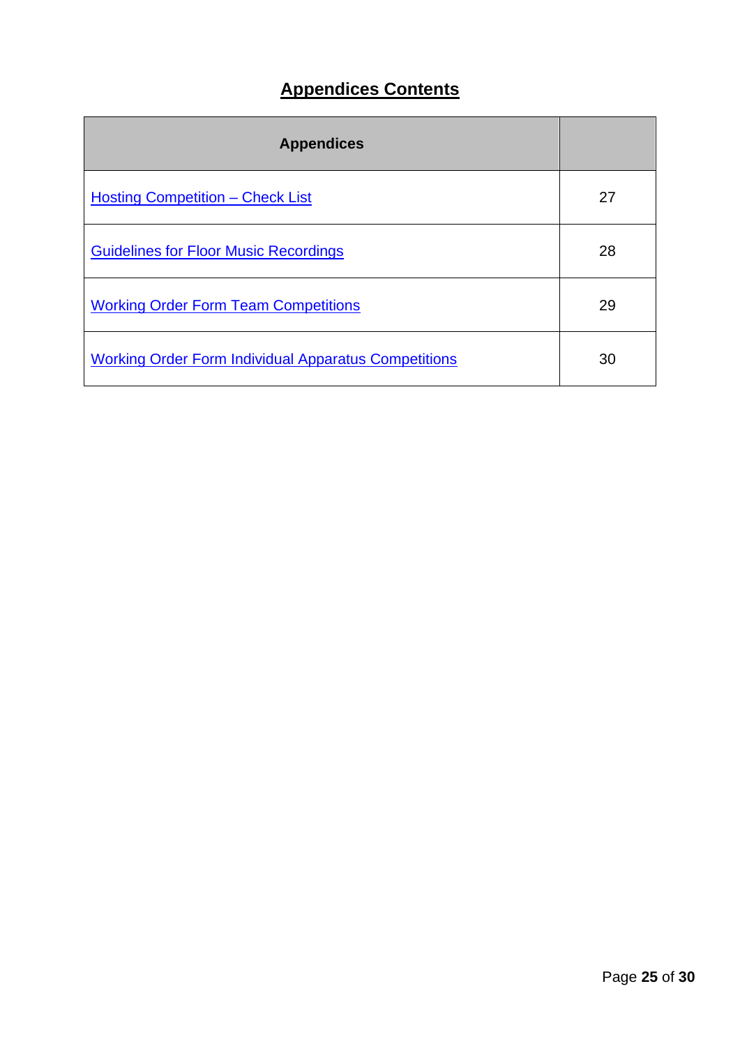# Appendices Contents

| Appendices | |
|---|---|
| Hosting Competition – Check List | 27 |
| Guidelines for Floor Music Recordings | 28 |
| Working Order Form Team Competitions | 29 |
| Working Order Form Individual Apparatus Competitions | 30 |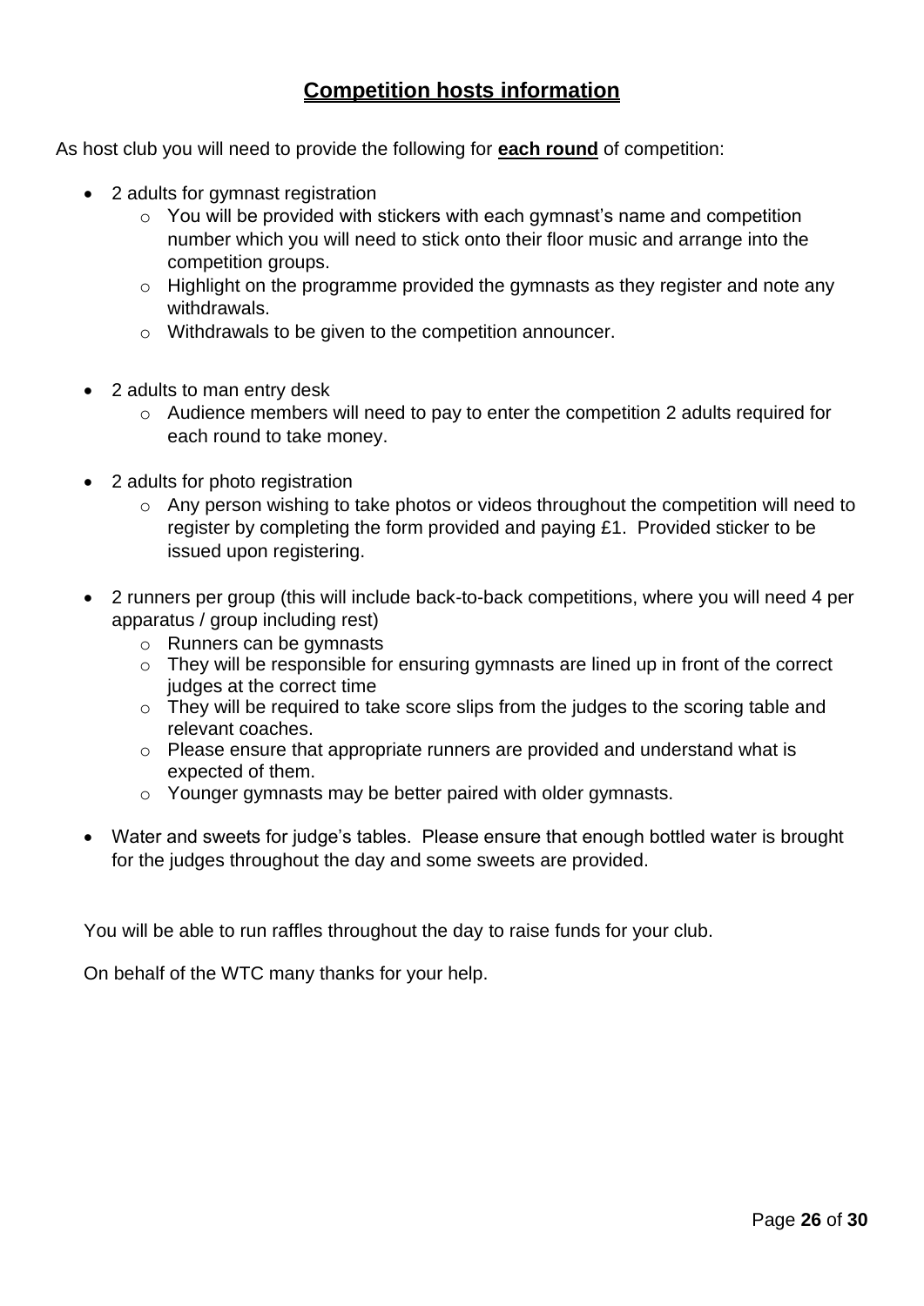# <u>**Competition hosts information**</u>

As host club you will need to provide the following for <u>**each round**</u> of competition:

- 2 adults for gymnast registration
  - You will be provided with stickers with each gymnast's name and competition number which you will need to stick onto their floor music and arrange into the competition groups.
  - Highlight on the programme provided the gymnasts as they register and note any withdrawals.
  - Withdrawals to be given to the competition announcer.

- 2 adults to man entry desk
  - Audience members will need to pay to enter the competition 2 adults required for each round to take money.

- 2 adults for photo registration
  - Any person wishing to take photos or videos throughout the competition will need to register by completing the form provided and paying £1. Provided sticker to be issued upon registering.

- 2 runners per group (this will include back-to-back competitions, where you will need 4 per apparatus / group including rest)
  - Runners can be gymnasts
  - They will be responsible for ensuring gymnasts are lined up in front of the correct judges at the correct time
  - They will be required to take score slips from the judges to the scoring table and relevant coaches.
  - Please ensure that appropriate runners are provided and understand what is expected of them.
  - Younger gymnasts may be better paired with older gymnasts.

- Water and sweets for judge's tables. Please ensure that enough bottled water is brought for the judges throughout the day and some sweets are provided.

You will be able to run raffles throughout the day to raise funds for your club.

On behalf of the WTC many thanks for your help.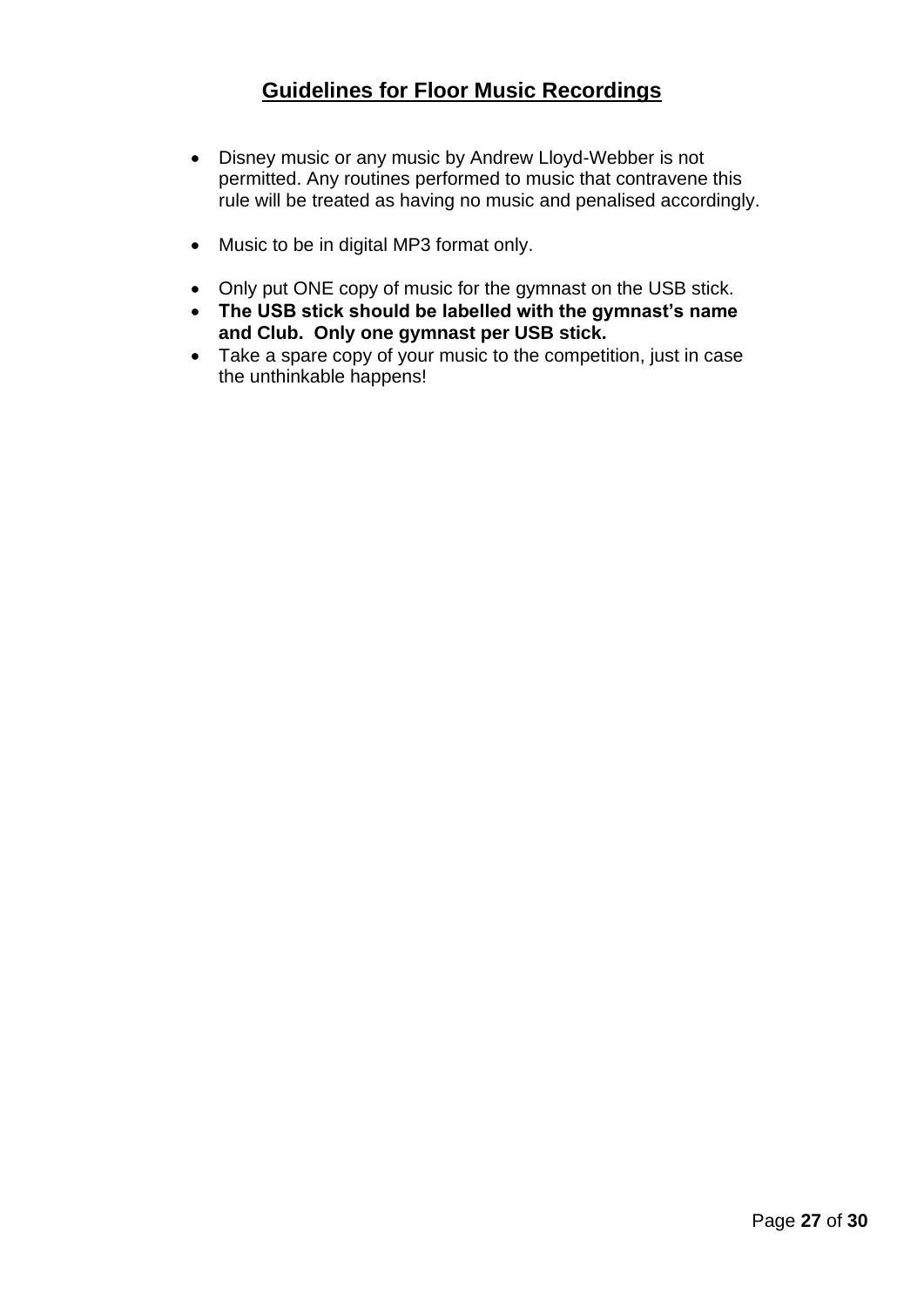## **Guidelines for Floor Music Recordings**

- Disney music or any music by Andrew Lloyd-Webber is not permitted. Any routines performed to music that contravene this rule will be treated as having no music and penalised accordingly.

- Music to be in digital MP3 format only.

- Only put ONE copy of music for the gymnast on the USB stick.
- **The USB stick should be labelled with the gymnast's name and Club. Only one gymnast per USB stick.**
- Take a spare copy of your music to the competition, just in case the unthinkable happens!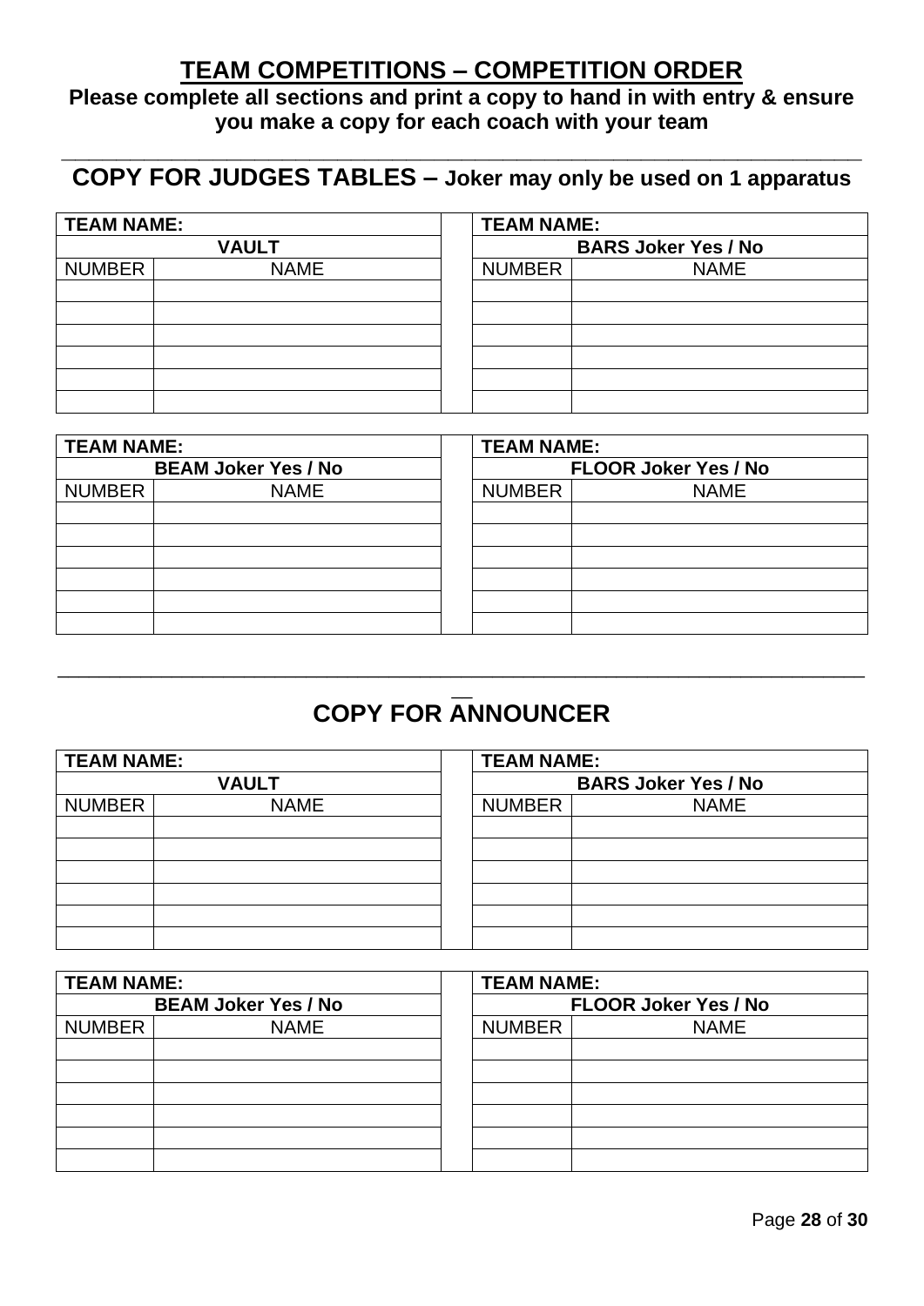# TEAM COMPETITIONS – COMPETITION ORDER

**Please complete all sections and print a copy to hand in with entry & ensure you make a copy for each coach with your team**

---

## COPY FOR JUDGES TABLES – Joker may only be used on 1 apparatus

| TEAM NAME: | |
|---|---|
| **VAULT** | |
| NUMBER | NAME |
| | |
| | |
| | |
| | |
| | |
| | |

| TEAM NAME: | |
|---|---|
| **BARS Joker Yes / No** | |
| NUMBER | NAME |
| | |
| | |
| | |
| | |
| | |
| | |

| TEAM NAME: | |
|---|---|
| **BEAM Joker Yes / No** | |
| NUMBER | NAME |
| | |
| | |
| | |
| | |
| | |
| | |

| TEAM NAME: | |
|---|---|
| **FLOOR Joker Yes / No** | |
| NUMBER | NAME |
| | |
| | |
| | |
| | |
| | |
| | |

---

## COPY FOR ANNOUNCER

| TEAM NAME: | |
|---|---|
| **VAULT** | |
| NUMBER | NAME |
| | |
| | |
| | |
| | |
| | |
| | |

| TEAM NAME: | |
|---|---|
| **BARS Joker Yes / No** | |
| NUMBER | NAME |
| | |
| | |
| | |
| | |
| | |
| | |

| TEAM NAME: | |
|---|---|
| **BEAM Joker Yes / No** | |
| NUMBER | NAME |
| | |
| | |
| | |
| | |
| | |
| | |

| TEAM NAME: | |
|---|---|
| **FLOOR Joker Yes / No** | |
| NUMBER | NAME |
| | |
| | |
| | |
| | |
| | |
| | |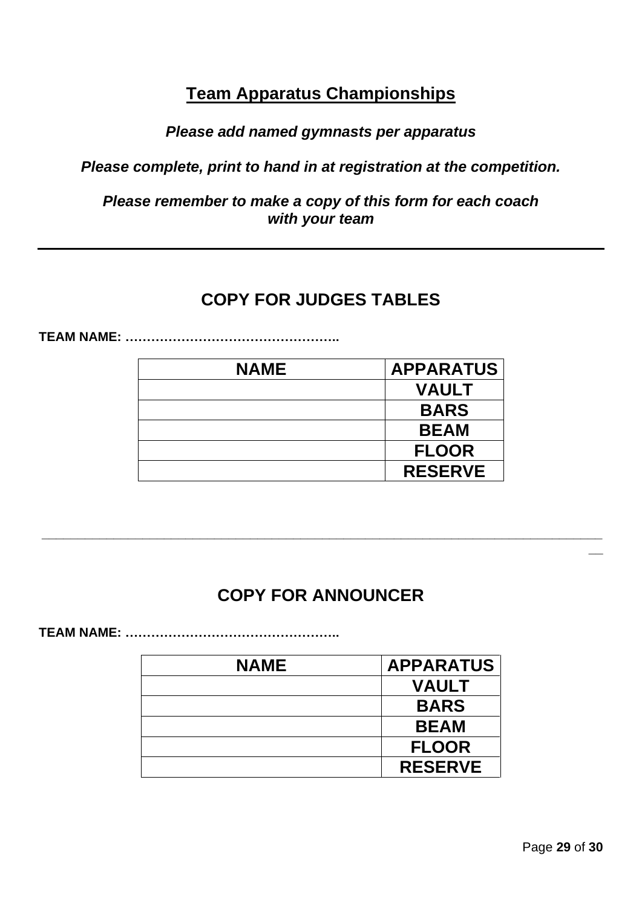## Team Apparatus Championships

***Please add named gymnasts per apparatus***

***Please complete, print to hand in at registration at the competition.***

***Please remember to make a copy of this form for each coach with your team***

---

## COPY FOR JUDGES TABLES

**TEAM NAME: …………………………………………..**

| NAME | APPARATUS |
|---|---|
| | VAULT |
| | BARS |
| | BEAM |
| | FLOOR |
| | RESERVE |

---

## COPY FOR ANNOUNCER

**TEAM NAME: …………………………………………..**

| NAME | APPARATUS |
|---|---|
| | VAULT |
| | BARS |
| | BEAM |
| | FLOOR |
| | RESERVE |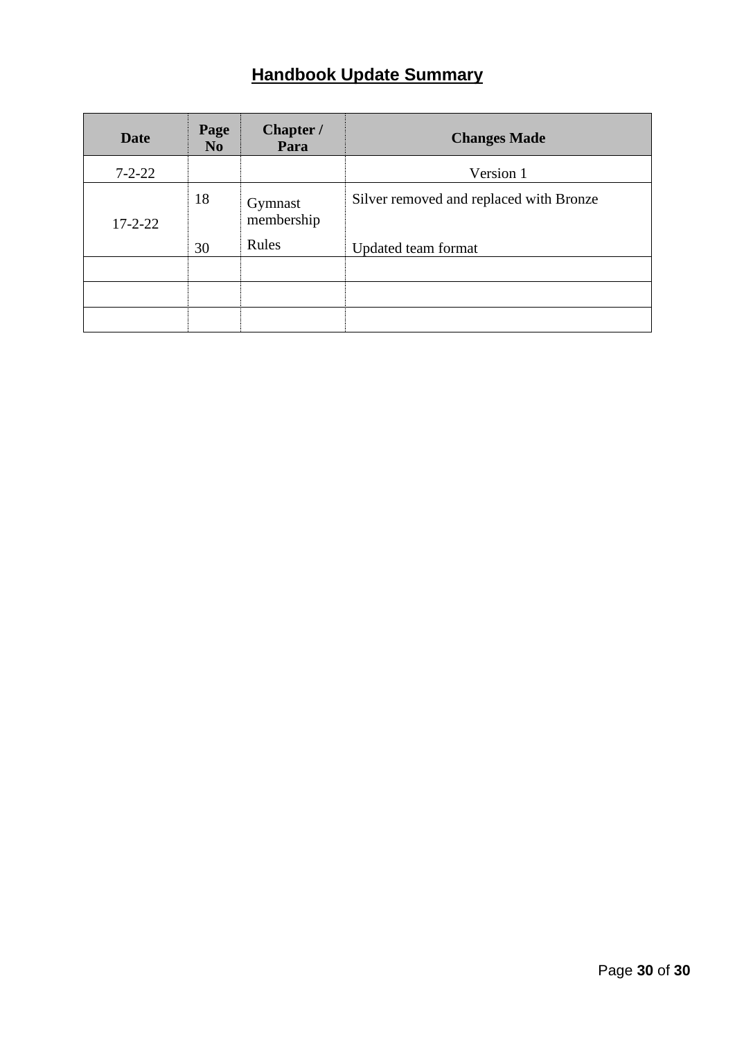# Handbook Update Summary

| Date | Page No | Chapter / Para | Changes Made |
| --- | --- | --- | --- |
| 7-2-22 | | | Version 1 |
| 17-2-22 | 18 | Gymnast membership | Silver removed and replaced with Bronze |
| | 30 | Rules | Updated team format |
| | | | |
| | | | |
| | | | |